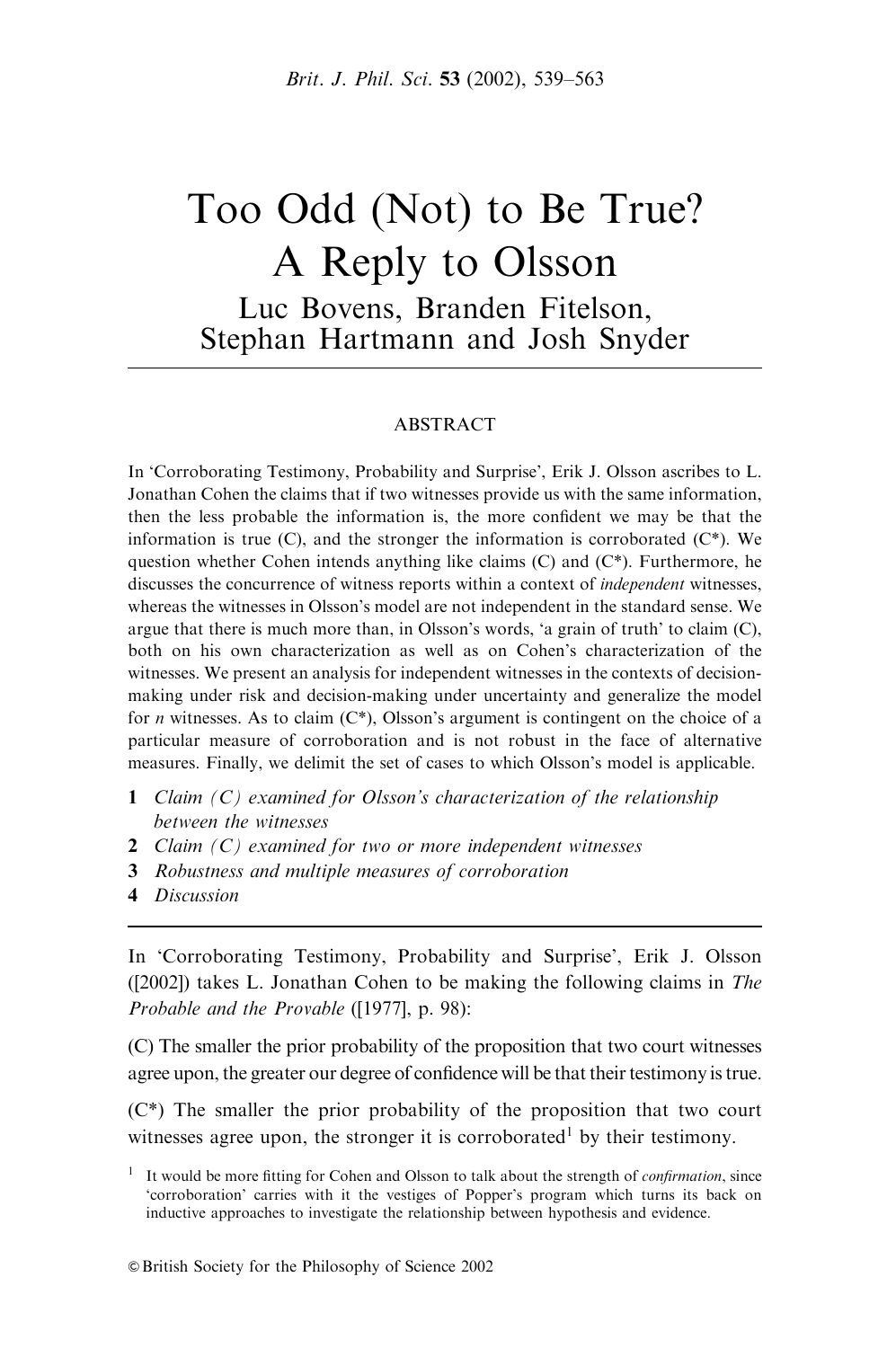# Too Odd (Not) to Be True? A Reply to Olsson

Luc Bovens, Branden Fitelson, Stephan Hartmann and Josh Snyder

## ABSTRACT

In 'Corroborating Testimony, Probability and Surprise', Erik J. Olsson ascribes to L. Jonathan Cohen the claims that if two witnesses provide us with the same information, then the less probable the information is, the more confident we may be that the information is true (C), and the stronger the information is corroborated (C*). We question whether Cohen intends anything like claims (C) and (C*). Furthermore, he discusses the concurrence of witness reports within a context of *independent* witnesses, whereas the witnesses in Olsson's model are not independent in the standard sense. We argue that there is much more than, in Olsson's words, 'a grain of truth' to claim (C), both on his own characterization as well as on Cohen's characterization of the witnesses. We present an analysis for independent witnesses in the contexts of decision-making under risk and decision-making under uncertainty and generalize the model for *n* witnesses. As to claim (C*), Olsson's argument is contingent on the choice of a particular measure of corroboration and is not robust in the face of alternative measures. Finally, we delimit the set of cases to which Olsson's model is applicable.

1. *Claim (C) examined for Olsson's characterization of the relationship between the witnesses*
2. *Claim (C) examined for two or more independent witnesses*
3. *Robustness and multiple measures of corroboration*
4. *Discussion*

In 'Corroborating Testimony, Probability and Surprise', Erik J. Olsson ([2002]) takes L. Jonathan Cohen to be making the following claims in *The Probable and the Provable* ([1977], p. 98):

(C) The smaller the prior probability of the proposition that two court witnesses agree upon, the greater our degree of confidence will be that their testimony is true.

(C*) The smaller the prior probability of the proposition that two court witnesses agree upon, the stronger it is corroborated[1] by their testimony.

[1] It would be more fitting for Cohen and Olsson to talk about the strength of *confirmation*, since 'corroboration' carries with it the vestiges of Popper's program which turns its back on inductive approaches to investigate the relationship between hypothesis and evidence.

© British Society for the Philosophy of Science 2002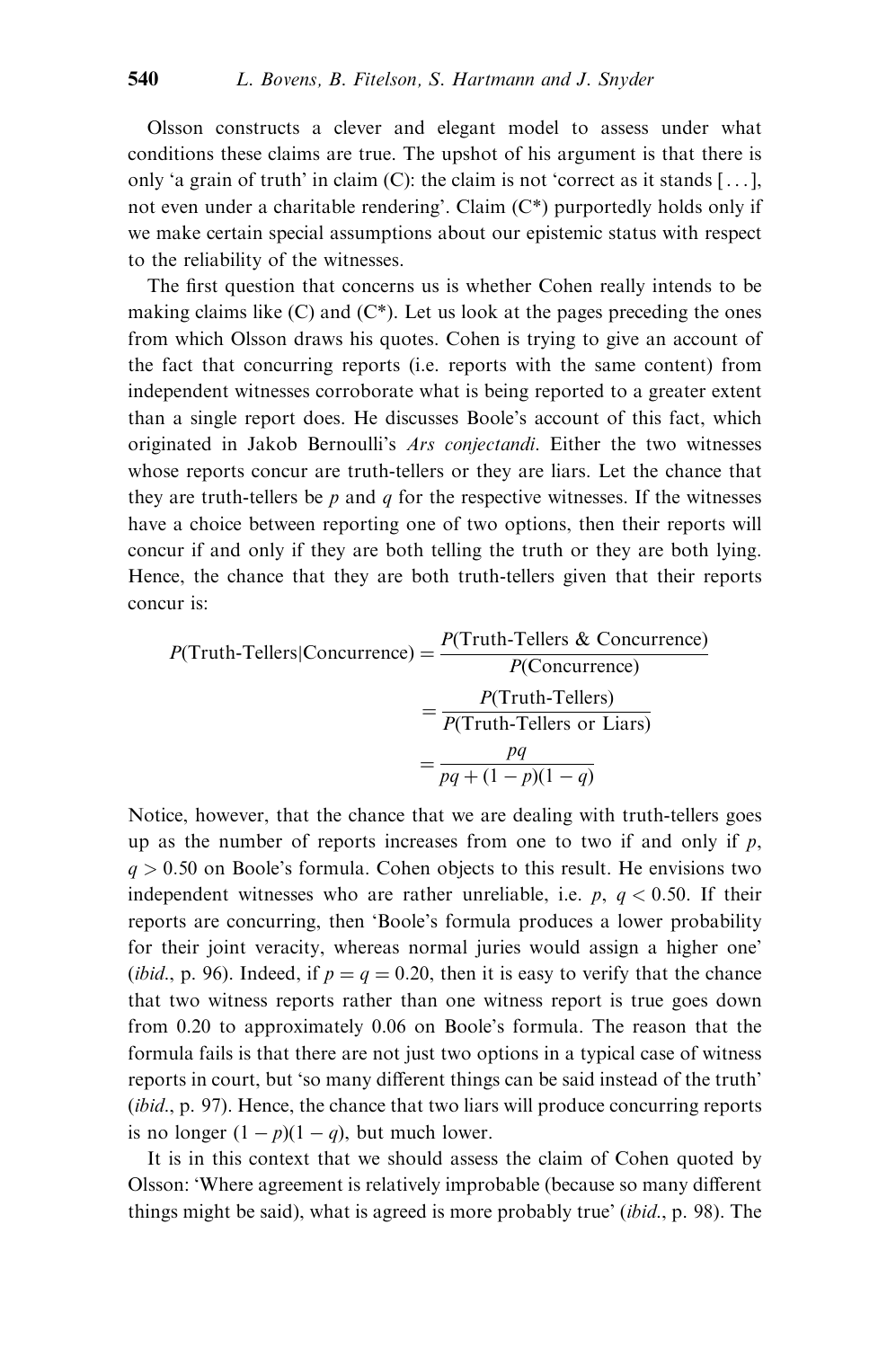Olsson constructs a clever and elegant model to assess under what conditions these claims are true. The upshot of his argument is that there is only 'a grain of truth' in claim (C): the claim is not 'correct as it stands [...], not even under a charitable rendering'. Claim (C*) purportedly holds only if we make certain special assumptions about our epistemic status with respect to the reliability of the witnesses.

The first question that concerns us is whether Cohen really intends to be making claims like (C) and (C*). Let us look at the pages preceding the ones from which Olsson draws his quotes. Cohen is trying to give an account of the fact that concurring reports (i.e. reports with the same content) from independent witnesses corroborate what is being reported to a greater extent than a single report does. He discusses Boole's account of this fact, which originated in Jakob Bernoulli's *Ars conjectandi*. Either the two witnesses whose reports concur are truth-tellers or they are liars. Let the chance that they are truth-tellers be $p$ and $q$ for the respective witnesses. If the witnesses have a choice between reporting one of two options, then their reports will concur if and only if they are both telling the truth or they are both lying. Hence, the chance that they are both truth-tellers given that their reports concur is:

$$
\begin{aligned}
P(\text{Truth-Tellers}|\text{Concurrence}) &= \frac{P(\text{Truth-Tellers \& Concurrence})}{P(\text{Concurrence})} \\
&= \frac{P(\text{Truth-Tellers})}{P(\text{Truth-Tellers or Liars})} \\
&= \frac{pq}{pq + (1-p)(1-q)}
\end{aligned}
$$

Notice, however, that the chance that we are dealing with truth-tellers goes up as the number of reports increases from one to two if and only if $p$, $q > 0.50$ on Boole's formula. Cohen objects to this result. He envisions two independent witnesses who are rather unreliable, i.e. $p$, $q < 0.50$. If their reports are concurring, then 'Boole's formula produces a lower probability for their joint veracity, whereas normal juries would assign a higher one' (*ibid.*, p. 96). Indeed, if $p = q = 0.20$, then it is easy to verify that the chance that two witness reports rather than one witness report is true goes down from 0.20 to approximately 0.06 on Boole's formula. The reason that the formula fails is that there are not just two options in a typical case of witness reports in court, but 'so many different things can be said instead of the truth' (*ibid.*, p. 97). Hence, the chance that two liars will produce concurring reports is no longer $(1-p)(1-q)$, but much lower.

It is in this context that we should assess the claim of Cohen quoted by Olsson: 'Where agreement is relatively improbable (because so many different things might be said), what is agreed is more probably true' (*ibid.*, p. 98). The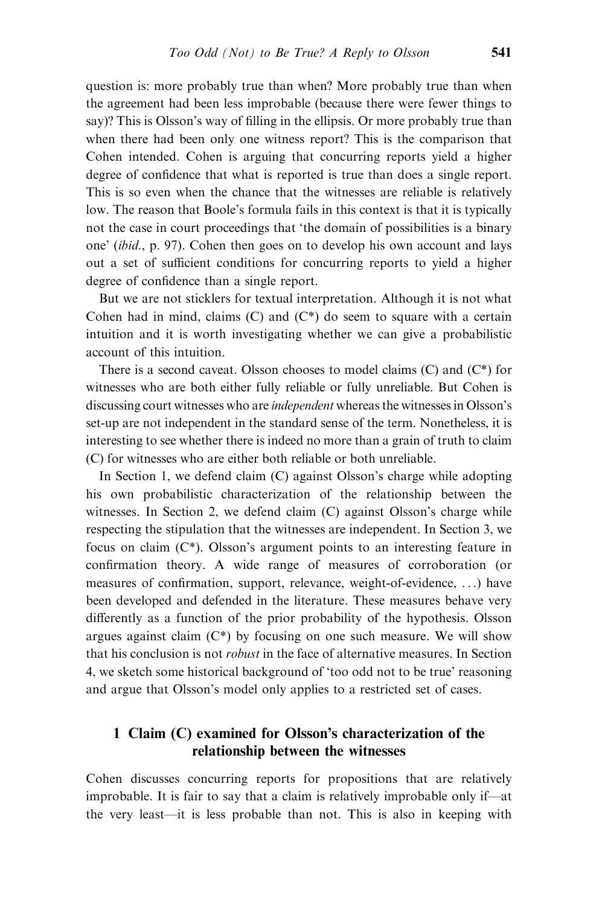question is: more probably true than when? More probably true than when the agreement had been less improbable (because there were fewer things to say)? This is Olsson's way of filling in the ellipsis. Or more probably true than when there had been only one witness report? This is the comparison that Cohen intended. Cohen is arguing that concurring reports yield a higher degree of confidence that what is reported is true than does a single report. This is so even when the chance that the witnesses are reliable is relatively low. The reason that Boole's formula fails in this context is that it is typically not the case in court proceedings that 'the domain of possibilities is a binary one' (*ibid.*, p. 97). Cohen then goes on to develop his own account and lays out a set of sufficient conditions for concurring reports to yield a higher degree of confidence than a single report.

But we are not sticklers for textual interpretation. Although it is not what Cohen had in mind, claims (C) and (C*) do seem to square with a certain intuition and it is worth investigating whether we can give a probabilistic account of this intuition.

There is a second caveat. Olsson chooses to model claims (C) and (C*) for witnesses who are both either fully reliable or fully unreliable. But Cohen is discussing court witnesses who are *independent* whereas the witnesses in Olsson's set-up are not independent in the standard sense of the term. Nonetheless, it is interesting to see whether there is indeed no more than a grain of truth to claim (C) for witnesses who are either both reliable or both unreliable.

In Section 1, we defend claim (C) against Olsson's charge while adopting his own probabilistic characterization of the relationship between the witnesses. In Section 2, we defend claim (C) against Olsson's charge while respecting the stipulation that the witnesses are independent. In Section 3, we focus on claim (C*). Olsson's argument points to an interesting feature in confirmation theory. A wide range of measures of corroboration (or measures of confirmation, support, relevance, weight-of-evidence, ...) have been developed and defended in the literature. These measures behave very differently as a function of the prior probability of the hypothesis. Olsson argues against claim (C*) by focusing on one such measure. We will show that his conclusion is not *robust* in the face of alternative measures. In Section 4, we sketch some historical background of 'too odd not to be true' reasoning and argue that Olsson's model only applies to a restricted set of cases.

## 1 Claim (C) examined for Olsson's characterization of the relationship between the witnesses

Cohen discusses concurring reports for propositions that are relatively improbable. It is fair to say that a claim is relatively improbable only if—at the very least—it is less probable than not. This is also in keeping with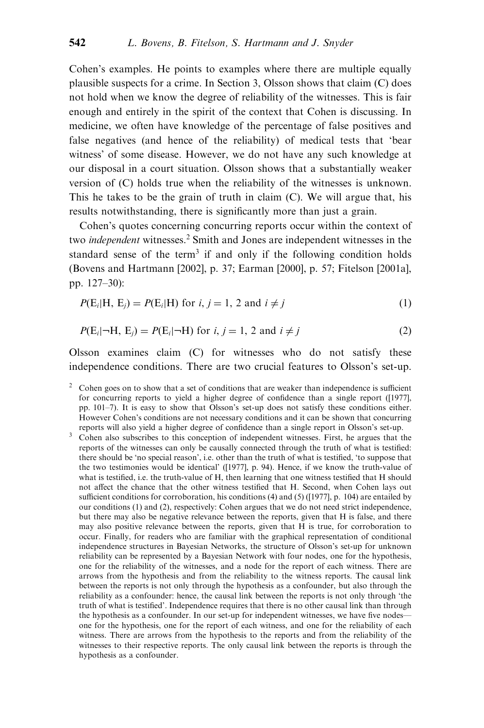Cohen's examples. He points to examples where there are multiple equally plausible suspects for a crime. In Section 3, Olsson shows that claim (C) does not hold when we know the degree of reliability of the witnesses. This is fair enough and entirely in the spirit of the context that Cohen is discussing. In medicine, we often have knowledge of the percentage of false positives and false negatives (and hence of the reliability) of medical tests that 'bear witness' of some disease. However, we do not have any such knowledge at our disposal in a court situation. Olsson shows that a substantially weaker version of (C) holds true when the reliability of the witnesses is unknown. This he takes to be the grain of truth in claim (C). We will argue that, his results notwithstanding, there is significantly more than just a grain.

Cohen's quotes concerning concurring reports occur within the context of two *independent* witnesses.[2] Smith and Jones are independent witnesses in the standard sense of the term[3] if and only if the following condition holds (Bovens and Hartmann [2002], p. 37; Earman [2000], p. 57; Fitelson [2001a], pp. 127–30):

$$P(E_i|H, E_j) = P(E_i|H) \text{ for } i, j = 1, 2 \text{ and } i \neq j \tag{1}$$

$$P(E_i|\neg H, E_j) = P(E_i|\neg H) \text{ for } i, j = 1, 2 \text{ and } i \neq j \tag{2}$$

Olsson examines claim (C) for witnesses who do not satisfy these independence conditions. There are two crucial features to Olsson's set-up.

[2] Cohen goes on to show that a set of conditions that are weaker than independence is sufficient for concurring reports to yield a higher degree of confidence than a single report ([1977], pp. 101–7). It is easy to show that Olsson's set-up does not satisfy these conditions either. However Cohen's conditions are not necessary conditions and it can be shown that concurring reports will also yield a higher degree of confidence than a single report in Olsson's set-up.

[3] Cohen also subscribes to this conception of independent witnesses. First, he argues that the reports of the witnesses can only be causally connected through the truth of what is testified: there should be 'no special reason', i.e. other than the truth of what is testified, 'to suppose that the two testimonies would be identical' ([1977], p. 94). Hence, if we know the truth-value of what is testified, i.e. the truth-value of H, then learning that one witness testified that H should not affect the chance that the other witness testified that H. Second, when Cohen lays out sufficient conditions for corroboration, his conditions (4) and (5) ([1977], p. 104) are entailed by our conditions (1) and (2), respectively: Cohen argues that we do not need strict independence, but there may also be negative relevance between the reports, given that H is false, and there may also positive relevance between the reports, given that H is true, for corroboration to occur. Finally, for readers who are familiar with the graphical representation of conditional independence structures in Bayesian Networks, the structure of Olsson's set-up for unknown reliability can be represented by a Bayesian Network with four nodes, one for the hypothesis, one for the reliability of the witnesses, and a node for the report of each witness. There are arrows from the hypothesis and from the reliability to the witness reports. The causal link between the reports is not only through the hypothesis as a confounder, but also through the reliability as a confounder: hence, the causal link between the reports is not only through 'the truth of what is testified'. Independence requires that there is no other causal link than through the hypothesis as a confounder. In our set-up for independent witnesses, we have five nodes—one for the hypothesis, one for the report of each witness, and one for the reliability of each witness. There are arrows from the hypothesis to the reports and from the reliability of the witnesses to their respective reports. The only causal link between the reports is through the hypothesis as a confounder.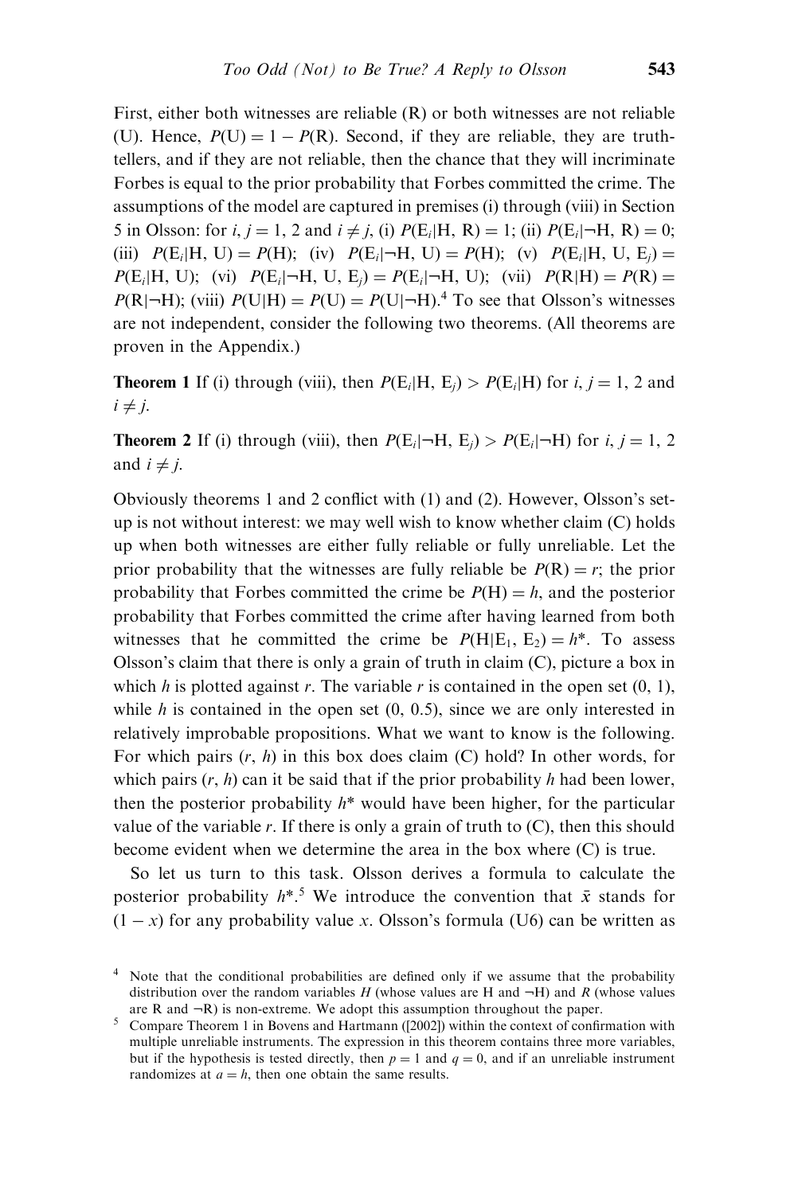First, either both witnesses are reliable (R) or both witnesses are not reliable (U). Hence, $P(\text{U}) = 1 - P(\text{R})$. Second, if they are reliable, they are truth-tellers, and if they are not reliable, then the chance that they will incriminate Forbes is equal to the prior probability that Forbes committed the crime. The assumptions of the model are captured in premises (i) through (viii) in Section 5 in Olsson: for $i, j = 1, 2$ and $i \neq j$, (i) $P(\text{E}_i|\text{H, R}) = 1$; (ii) $P(\text{E}_i|\neg\text{H, R}) = 0$; (iii) $P(\text{E}_i|\text{H, U}) = P(\text{H})$; (iv) $P(\text{E}_i|\neg\text{H, U}) = P(\text{H})$; (v) $P(\text{E}_i|\text{H, U, E}_j) = P(\text{E}_i|\text{H, U})$; (vi) $P(\text{E}_i|\neg\text{H, U, E}_j) = P(\text{E}_i|\neg\text{H, U})$; (vii) $P(\text{R}|\text{H}) = P(\text{R}) = P(\text{R}|\neg\text{H})$; (viii) $P(\text{U}|\text{H}) = P(\text{U}) = P(\text{U}|\neg\text{H})$.[4] To see that Olsson's witnesses are not independent, consider the following two theorems. (All theorems are proven in the Appendix.)

**Theorem 1** If (i) through (viii), then $P(\text{E}_i|\text{H, E}_j) > P(\text{E}_i|\text{H})$ for $i, j = 1, 2$ and $i \neq j$.

**Theorem 2** If (i) through (viii), then $P(\text{E}_i|\neg\text{H, E}_j) > P(\text{E}_i|\neg\text{H})$ for $i, j = 1, 2$ and $i \neq j$.

Obviously theorems 1 and 2 conflict with (1) and (2). However, Olsson's set-up is not without interest: we may well wish to know whether claim (C) holds up when both witnesses are either fully reliable or fully unreliable. Let the prior probability that the witnesses are fully reliable be $P(\text{R}) = r$; the prior probability that Forbes committed the crime be $P(\text{H}) = h$, and the posterior probability that Forbes committed the crime after having learned from both witnesses that he committed the crime be $P(\text{H}|\text{E}_1, \text{E}_2) = h^*$. To assess Olsson's claim that there is only a grain of truth in claim (C), picture a box in which $h$ is plotted against $r$. The variable $r$ is contained in the open set $(0, 1)$, while $h$ is contained in the open set $(0, 0.5)$, since we are only interested in relatively improbable propositions. What we want to know is the following. For which pairs $(r, h)$ in this box does claim (C) hold? In other words, for which pairs $(r, h)$ can it be said that if the prior probability $h$ had been lower, then the posterior probability $h^*$ would have been higher, for the particular value of the variable $r$. If there is only a grain of truth to (C), then this should become evident when we determine the area in the box where (C) is true.

So let us turn to this task. Olsson derives a formula to calculate the posterior probability $h^*$.[5] We introduce the convention that $\bar{x}$ stands for $(1 - x)$ for any probability value $x$. Olsson's formula (U6) can be written as

[4] Note that the conditional probabilities are defined only if we assume that the probability distribution over the random variables $H$ (whose values are H and $\neg$H) and $R$ (whose values are R and $\neg$R) is non-extreme. We adopt this assumption throughout the paper.

[5] Compare Theorem 1 in Bovens and Hartmann ([2002]) within the context of confirmation with multiple unreliable instruments. The expression in this theorem contains three more variables, but if the hypothesis is tested directly, then $p = 1$ and $q = 0$, and if an unreliable instrument randomizes at $a = h$, then one obtain the same results.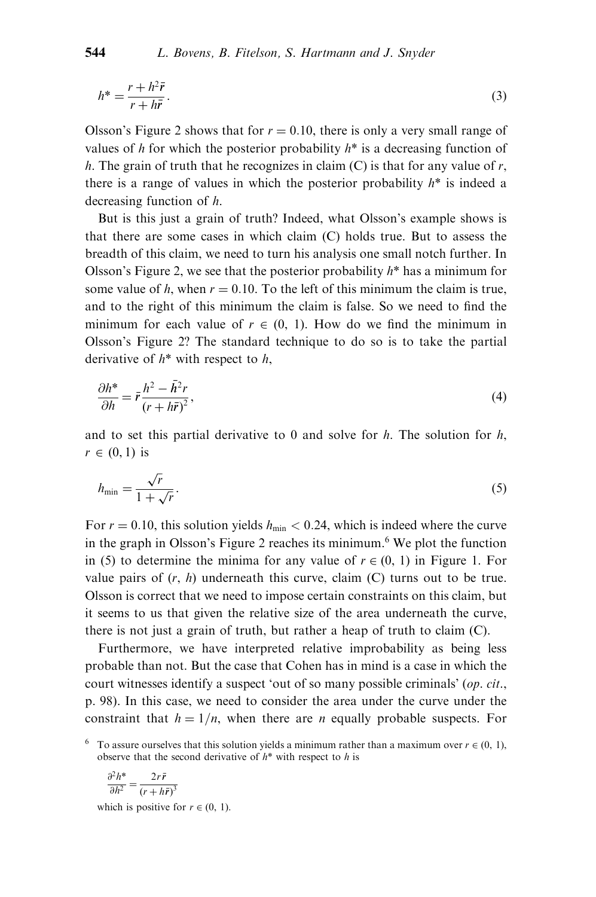$$h^* = \frac{r + h^2\bar{r}}{r + h\bar{r}}. \tag{3}$$

Olsson's Figure 2 shows that for $r = 0.10$, there is only a very small range of values of $h$ for which the posterior probability $h^*$ is a decreasing function of $h$. The grain of truth that he recognizes in claim (C) is that for any value of $r$, there is a range of values in which the posterior probability $h^*$ is indeed a decreasing function of $h$.

But is this just a grain of truth? Indeed, what Olsson's example shows is that there are some cases in which claim (C) holds true. But to assess the breadth of this claim, we need to turn his analysis one small notch further. In Olsson's Figure 2, we see that the posterior probability $h^*$ has a minimum for some value of $h$, when $r = 0.10$. To the left of this minimum the claim is true, and to the right of this minimum the claim is false. So we need to find the minimum for each value of $r \in (0, 1)$. How do we find the minimum in Olsson's Figure 2? The standard technique to do so is to take the partial derivative of $h^*$ with respect to $h$,

$$\frac{\partial h^*}{\partial h} = \bar{r}\frac{h^2 - \bar{h}^2 r}{(r + h\bar{r})^2}, \tag{4}$$

and to set this partial derivative to 0 and solve for $h$. The solution for $h$, $r \in (0, 1)$ is

$$h_{\min} = \frac{\sqrt{r}}{1 + \sqrt{r}}. \tag{5}$$

For $r = 0.10$, this solution yields $h_{\min} < 0.24$, which is indeed where the curve in the graph in Olsson's Figure 2 reaches its minimum.[6] We plot the function in (5) to determine the minima for any value of $r \in (0, 1)$ in Figure 1. For value pairs of $(r, h)$ underneath this curve, claim (C) turns out to be true. Olsson is correct that we need to impose certain constraints on this claim, but it seems to us that given the relative size of the area underneath the curve, there is not just a grain of truth, but rather a heap of truth to claim (C).

Furthermore, we have interpreted relative improbability as being less probable than not. But the case that Cohen has in mind is a case in which the court witnesses identify a suspect 'out of so many possible criminals' (*op. cit.*, p. 98). In this case, we need to consider the area under the curve under the constraint that $h = 1/n$, when there are $n$ equally probable suspects. For

[6] To assure ourselves that this solution yields a minimum rather than a maximum over $r \in (0, 1)$, observe that the second derivative of $h^*$ with respect to $h$ is

$$\frac{\partial^2 h^*}{\partial h^2} = \frac{2r\bar{r}}{(r + h\bar{r})^3}$$

which is positive for $r \in (0, 1)$.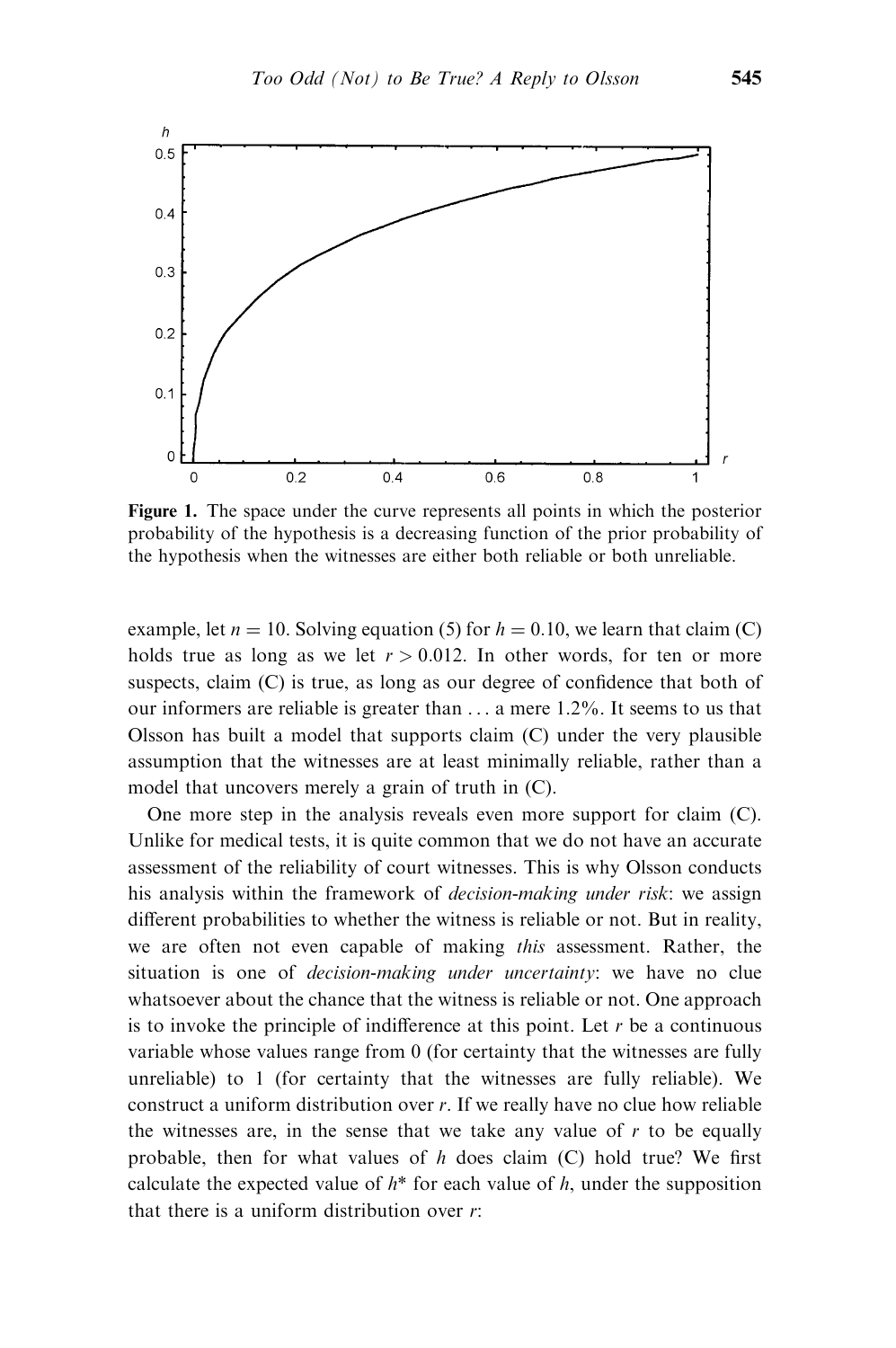**Figure 1.** The space under the curve represents all points in which the posterior probability of the hypothesis is a decreasing function of the prior probability of the hypothesis when the witnesses are either both reliable or both unreliable.

example, let $n = 10$. Solving equation (5) for $h = 0.10$, we learn that claim (C) holds true as long as we let $r > 0.012$. In other words, for ten or more suspects, claim (C) is true, as long as our degree of confidence that both of our informers are reliable is greater than . . . a mere 1.2%. It seems to us that Olsson has built a model that supports claim (C) under the very plausible assumption that the witnesses are at least minimally reliable, rather than a model that uncovers merely a grain of truth in (C).

One more step in the analysis reveals even more support for claim (C). Unlike for medical tests, it is quite common that we do not have an accurate assessment of the reliability of court witnesses. This is why Olsson conducts his analysis within the framework of *decision-making under risk*: we assign different probabilities to whether the witness is reliable or not. But in reality, we are often not even capable of making *this* assessment. Rather, the situation is one of *decision-making under uncertainty*: we have no clue whatsoever about the chance that the witness is reliable or not. One approach is to invoke the principle of indifference at this point. Let $r$ be a continuous variable whose values range from 0 (for certainty that the witnesses are fully unreliable) to 1 (for certainty that the witnesses are fully reliable). We construct a uniform distribution over $r$. If we really have no clue how reliable the witnesses are, in the sense that we take any value of $r$ to be equally probable, then for what values of $h$ does claim (C) hold true? We first calculate the expected value of $h^*$ for each value of $h$, under the supposition that there is a uniform distribution over $r$: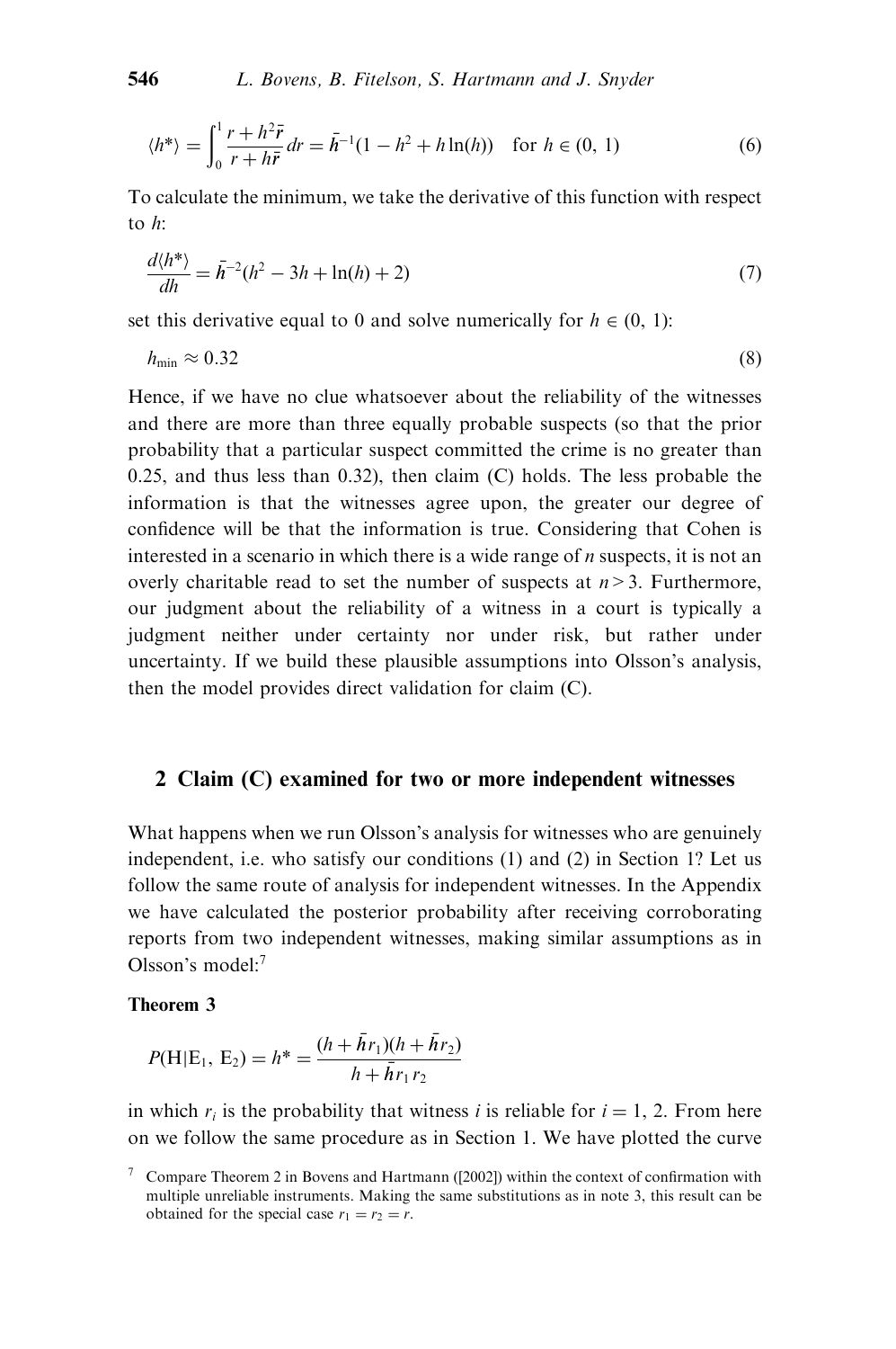$$\langle h^* \rangle = \int_0^1 \frac{r + h^2\bar{r}}{r + h\bar{r}}\, dr = \bar{h}^{-1}(1 - h^2 + h\ln(h)) \quad \text{for } h \in (0,\, 1) \tag{6}$$

To calculate the minimum, we take the derivative of this function with respect to $h$:

$$\frac{d\langle h^* \rangle}{dh} = \bar{h}^{-2}(h^2 - 3h + \ln(h) + 2) \tag{7}$$

set this derivative equal to 0 and solve numerically for $h \in (0,\, 1)$:

$$h_{\min} \approx 0.32 \tag{8}$$

Hence, if we have no clue whatsoever about the reliability of the witnesses and there are more than three equally probable suspects (so that the prior probability that a particular suspect committed the crime is no greater than 0.25, and thus less than 0.32), then claim (C) holds. The less probable the information is that the witnesses agree upon, the greater our degree of confidence will be that the information is true. Considering that Cohen is interested in a scenario in which there is a wide range of $n$ suspects, it is not an overly charitable read to set the number of suspects at $n > 3$. Furthermore, our judgment about the reliability of a witness in a court is typically a judgment neither under certainty nor under risk, but rather under uncertainty. If we build these plausible assumptions into Olsson's analysis, then the model provides direct validation for claim (C).

## 2 Claim (C) examined for two or more independent witnesses

What happens when we run Olsson's analysis for witnesses who are genuinely independent, i.e. who satisfy our conditions (1) and (2) in Section 1? Let us follow the same route of analysis for independent witnesses. In the Appendix we have calculated the posterior probability after receiving corroborating reports from two independent witnesses, making similar assumptions as in Olsson's model:[7]

**Theorem 3**

$$P(\mathrm{H}|\mathrm{E}_1,\, \mathrm{E}_2) = h^* = \frac{(h + \bar{h}r_1)(h + \bar{h}r_2)}{h + \bar{h}r_1 r_2}$$

in which $r_i$ is the probability that witness $i$ is reliable for $i = 1, 2$. From here on we follow the same procedure as in Section 1. We have plotted the curve

[7] Compare Theorem 2 in Bovens and Hartmann ([2002]) within the context of confirmation with multiple unreliable instruments. Making the same substitutions as in note 3, this result can be obtained for the special case $r_1 = r_2 = r$.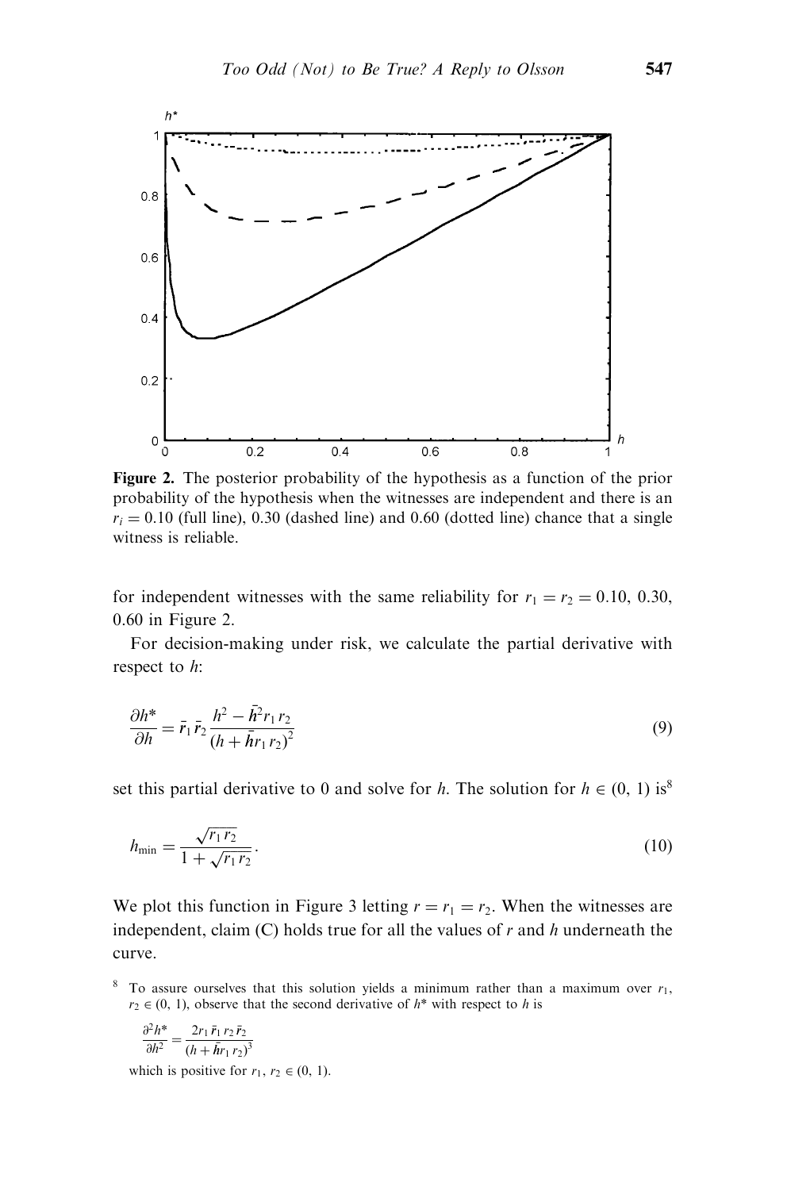**Figure 2.** The posterior probability of the hypothesis as a function of the prior probability of the hypothesis when the witnesses are independent and there is an $r_i = 0.10$ (full line), 0.30 (dashed line) and 0.60 (dotted line) chance that a single witness is reliable.

for independent witnesses with the same reliability for $r_1 = r_2 = 0.10$, 0.30, 0.60 in Figure 2.

For decision-making under risk, we calculate the partial derivative with respect to $h$:

$$\frac{\partial h^*}{\partial h} = \bar{r}_1 \bar{r}_2 \frac{h^2 - \bar{h}^2 r_1 r_2}{(h + \bar{h} r_1 r_2)^2} \tag{9}$$

set this partial derivative to 0 and solve for $h$. The solution for $h \in (0, 1)$ is[8]

$$h_{\min} = \frac{\sqrt{r_1 r_2}}{1 + \sqrt{r_1 r_2}}. \tag{10}$$

We plot this function in Figure 3 letting $r = r_1 = r_2$. When the witnesses are independent, claim (C) holds true for all the values of $r$ and $h$ underneath the curve.

[8] To assure ourselves that this solution yields a minimum rather than a maximum over $r_1$, $r_2 \in (0, 1)$, observe that the second derivative of $h^*$ with respect to $h$ is

$$\frac{\partial^2 h^*}{\partial h^2} = \frac{2 r_1 \bar{r}_1 r_2 \bar{r}_2}{(h + \bar{h} r_1 r_2)^3}$$

which is positive for $r_1$, $r_2 \in (0, 1)$.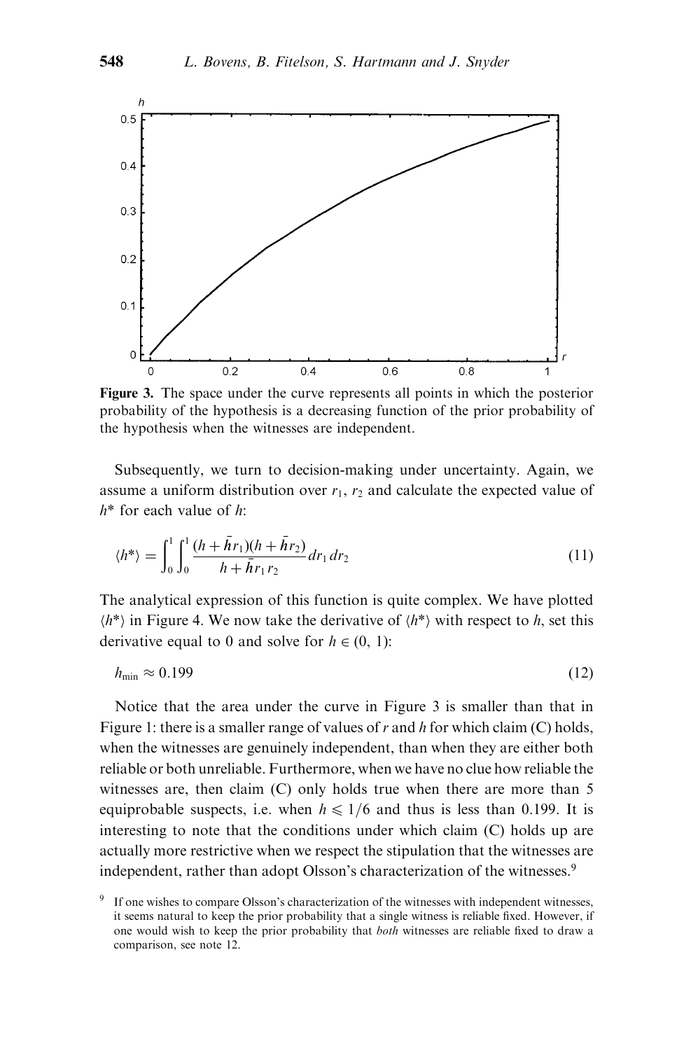**Figure 3.** The space under the curve represents all points in which the posterior probability of the hypothesis is a decreasing function of the prior probability of the hypothesis when the witnesses are independent.

Subsequently, we turn to decision-making under uncertainty. Again, we assume a uniform distribution over $r_1$, $r_2$ and calculate the expected value of $h^*$ for each value of $h$:

$$\langle h^* \rangle = \int_0^1 \int_0^1 \frac{(h + \bar{h} r_1)(h + \bar{h} r_2)}{h + \bar{h} r_1 r_2} dr_1 \, dr_2 \tag{11}$$

The analytical expression of this function is quite complex. We have plotted $\langle h^* \rangle$ in Figure 4. We now take the derivative of $\langle h^* \rangle$ with respect to $h$, set this derivative equal to 0 and solve for $h \in (0, 1)$:

$$h_{\min} \approx 0.199 \tag{12}$$

Notice that the area under the curve in Figure 3 is smaller than that in Figure 1: there is a smaller range of values of $r$ and $h$ for which claim (C) holds, when the witnesses are genuinely independent, than when they are either both reliable or both unreliable. Furthermore, when we have no clue how reliable the witnesses are, then claim (C) only holds true when there are more than 5 equiprobable suspects, i.e. when $h \leqslant 1/6$ and thus is less than 0.199. It is interesting to note that the conditions under which claim (C) holds up are actually more restrictive when we respect the stipulation that the witnesses are independent, rather than adopt Olsson's characterization of the witnesses.[9]

[9] If one wishes to compare Olsson's characterization of the witnesses with independent witnesses, it seems natural to keep the prior probability that a single witness is reliable fixed. However, if one would wish to keep the prior probability that *both* witnesses are reliable fixed to draw a comparison, see note 12.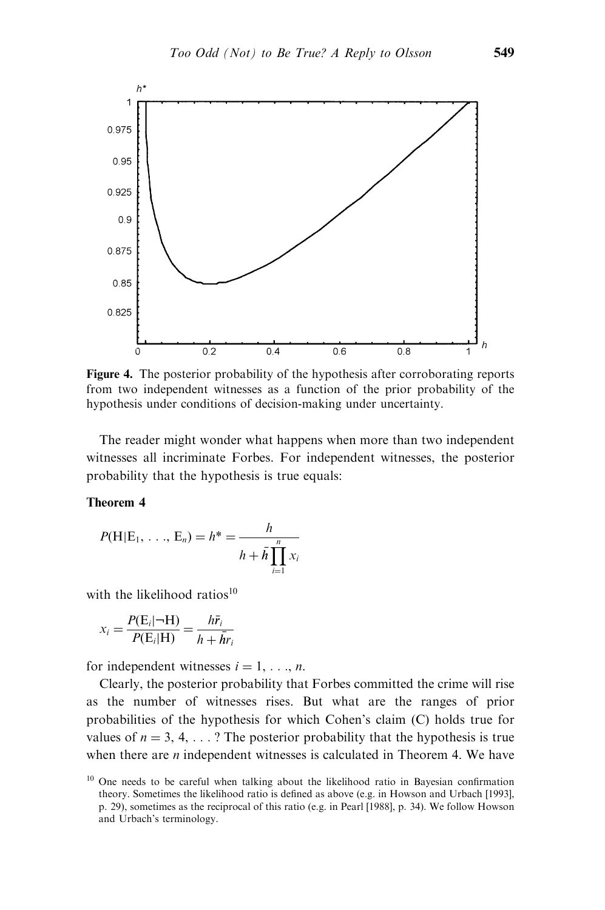**Figure 4.** The posterior probability of the hypothesis after corroborating reports from two independent witnesses as a function of the prior probability of the hypothesis under conditions of decision-making under uncertainty.

The reader might wonder what happens when more than two independent witnesses all incriminate Forbes. For independent witnesses, the posterior probability that the hypothesis is true equals:

**Theorem 4**

$$P(\mathrm{H}|\mathrm{E}_1, \ldots, \mathrm{E}_n) = h^* = \frac{h}{h + \bar{h}\prod_{i=1}^{n} x_i}$$

with the likelihood ratios[10]

$$x_i = \frac{P(\mathrm{E}_i|\neg\mathrm{H})}{P(\mathrm{E}_i|\mathrm{H})} = \frac{h\bar{r}_i}{h + \bar{h}r_i}$$

for independent witnesses $i = 1, \ldots, n$.

Clearly, the posterior probability that Forbes committed the crime will rise as the number of witnesses rises. But what are the ranges of prior probabilities of the hypothesis for which Cohen's claim (C) holds true for values of $n = 3, 4, \ldots$? The posterior probability that the hypothesis is true when there are $n$ independent witnesses is calculated in Theorem 4. We have

[10] One needs to be careful when talking about the likelihood ratio in Bayesian confirmation theory. Sometimes the likelihood ratio is defined as above (e.g. in Howson and Urbach [1993], p. 29), sometimes as the reciprocal of this ratio (e.g. in Pearl [1988], p. 34). We follow Howson and Urbach's terminology.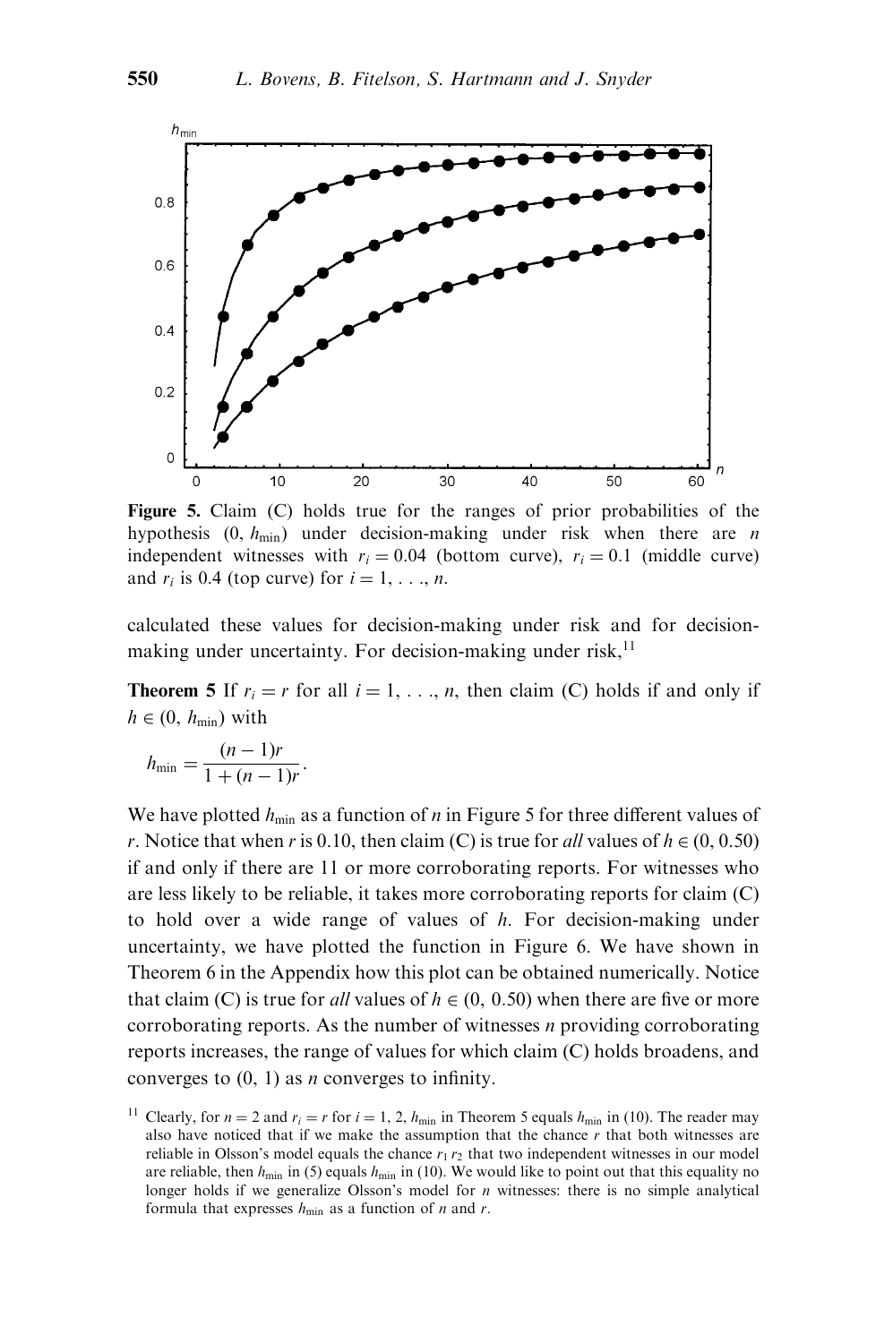**Figure 5.** Claim (C) holds true for the ranges of prior probabilities of the hypothesis $(0, h_{\min})$ under decision-making under risk when there are $n$ independent witnesses with $r_i = 0.04$ (bottom curve), $r_i = 0.1$ (middle curve) and $r_i$ is 0.4 (top curve) for $i = 1, \ldots, n$.

calculated these values for decision-making under risk and for decision-making under uncertainty. For decision-making under risk,[11]

**Theorem 5** If $r_i = r$ for all $i = 1, \ldots, n$, then claim (C) holds if and only if $h \in (0, h_{\min})$ with

$$h_{\min} = \frac{(n-1)r}{1 + (n-1)r}.$$

We have plotted $h_{\min}$ as a function of $n$ in Figure 5 for three different values of $r$. Notice that when $r$ is 0.10, then claim (C) is true for *all* values of $h \in (0, 0.50)$ if and only if there are 11 or more corroborating reports. For witnesses who are less likely to be reliable, it takes more corroborating reports for claim (C) to hold over a wide range of values of $h$. For decision-making under uncertainty, we have plotted the function in Figure 6. We have shown in Theorem 6 in the Appendix how this plot can be obtained numerically. Notice that claim (C) is true for *all* values of $h \in (0, 0.50)$ when there are five or more corroborating reports. As the number of witnesses $n$ providing corroborating reports increases, the range of values for which claim (C) holds broadens, and converges to $(0, 1)$ as $n$ converges to infinity.

[11] Clearly, for $n = 2$ and $r_i = r$ for $i = 1, 2$, $h_{\min}$ in Theorem 5 equals $h_{\min}$ in (10). The reader may also have noticed that if we make the assumption that the chance $r$ that both witnesses are reliable in Olsson's model equals the chance $r_1 r_2$ that two independent witnesses in our model are reliable, then $h_{\min}$ in (5) equals $h_{\min}$ in (10). We would like to point out that this equality no longer holds if we generalize Olsson's model for $n$ witnesses: there is no simple analytical formula that expresses $h_{\min}$ as a function of $n$ and $r$.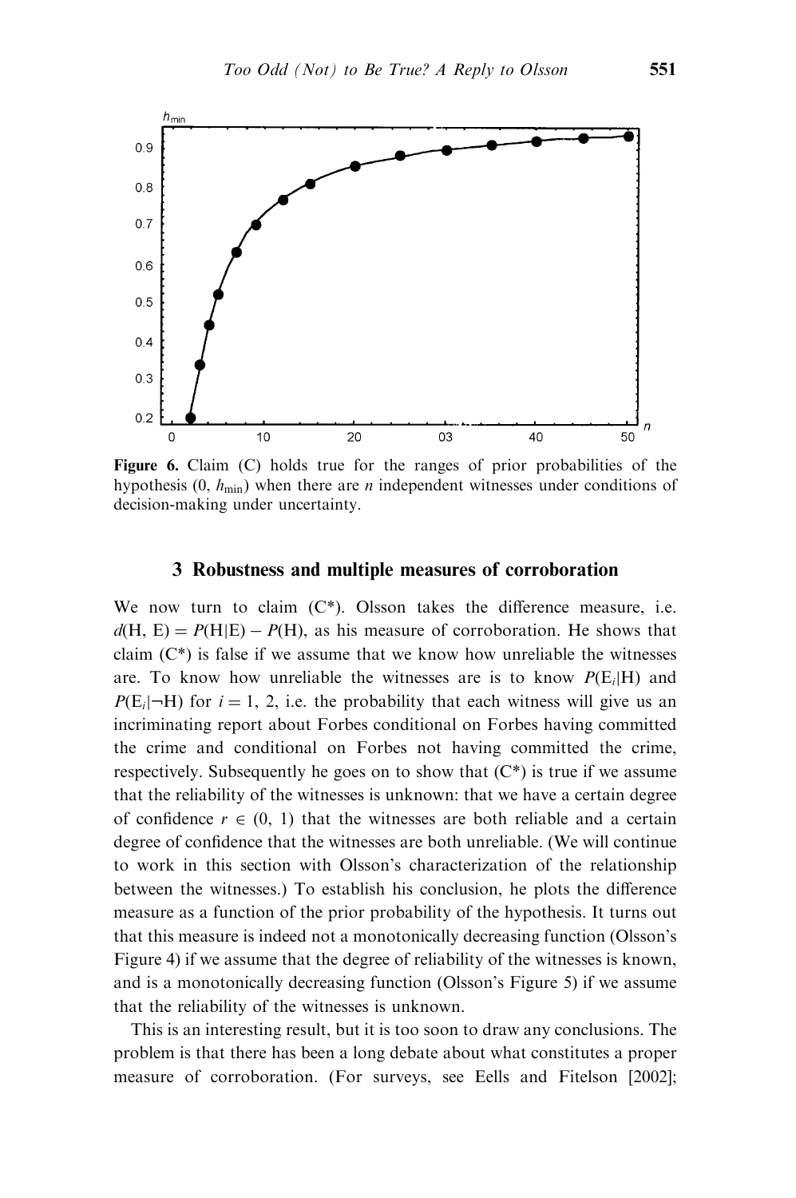**Figure 6.** Claim (C) holds true for the ranges of prior probabilities of the hypothesis $(0, h_{\min})$ when there are $n$ independent witnesses under conditions of decision-making under uncertainty.

## 3 Robustness and multiple measures of corroboration

We now turn to claim (C\*). Olsson takes the difference measure, i.e. $d(\text{H}, \text{E}) = P(\text{H}|\text{E}) - P(\text{H})$, as his measure of corroboration. He shows that claim (C\*) is false if we assume that we know how unreliable the witnesses are. To know how unreliable the witnesses are is to know $P(\text{E}_i|\text{H})$ and $P(\text{E}_i|\neg\text{H})$ for $i = 1, 2$, i.e. the probability that each witness will give us an incriminating report about Forbes conditional on Forbes having committed the crime and conditional on Forbes not having committed the crime, respectively. Subsequently he goes on to show that (C\*) is true if we assume that the reliability of the witnesses is unknown: that we have a certain degree of confidence $r \in (0, 1)$ that the witnesses are both reliable and a certain degree of confidence that the witnesses are both unreliable. (We will continue to work in this section with Olsson's characterization of the relationship between the witnesses.) To establish his conclusion, he plots the difference measure as a function of the prior probability of the hypothesis. It turns out that this measure is indeed not a monotonically decreasing function (Olsson's Figure 4) if we assume that the degree of reliability of the witnesses is known, and is a monotonically decreasing function (Olsson's Figure 5) if we assume that the reliability of the witnesses is unknown.

This is an interesting result, but it is too soon to draw any conclusions. The problem is that there has been a long debate about what constitutes a proper measure of corroboration. (For surveys, see Eells and Fitelson [2002];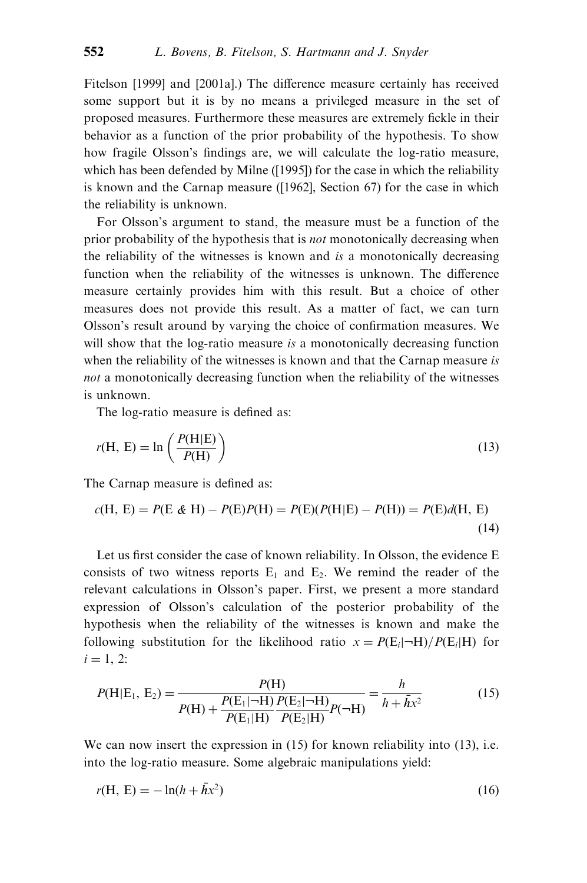Fitelson [1999] and [2001a].) The difference measure certainly has received some support but it is by no means a privileged measure in the set of proposed measures. Furthermore these measures are extremely fickle in their behavior as a function of the prior probability of the hypothesis. To show how fragile Olsson's findings are, we will calculate the log-ratio measure, which has been defended by Milne ([1995]) for the case in which the reliability is known and the Carnap measure ([1962], Section 67) for the case in which the reliability is unknown.

For Olsson's argument to stand, the measure must be a function of the prior probability of the hypothesis that is *not* monotonically decreasing when the reliability of the witnesses is known and *is* a monotonically decreasing function when the reliability of the witnesses is unknown. The difference measure certainly provides him with this result. But a choice of other measures does not provide this result. As a matter of fact, we can turn Olsson's result around by varying the choice of confirmation measures. We will show that the log-ratio measure *is* a monotonically decreasing function when the reliability of the witnesses is known and that the Carnap measure *is not* a monotonically decreasing function when the reliability of the witnesses is unknown.

The log-ratio measure is defined as:

$$r(\mathrm{H},\ \mathrm{E}) = \ln\left(\frac{P(\mathrm{H}|\mathrm{E})}{P(\mathrm{H})}\right) \tag{13}$$

The Carnap measure is defined as:

$$c(\mathrm{H},\ \mathrm{E}) = P(\mathrm{E}\ \&\ \mathrm{H}) - P(\mathrm{E})P(\mathrm{H}) = P(\mathrm{E})(P(\mathrm{H}|\mathrm{E}) - P(\mathrm{H})) = P(\mathrm{E})d(\mathrm{H},\ \mathrm{E}) \tag{14}$$

Let us first consider the case of known reliability. In Olsson, the evidence E consists of two witness reports $\mathrm{E}_1$ and $\mathrm{E}_2$. We remind the reader of the relevant calculations in Olsson's paper. First, we present a more standard expression of Olsson's calculation of the posterior probability of the hypothesis when the reliability of the witnesses is known and make the following substitution for the likelihood ratio $x = P(\mathrm{E}_i|\neg\mathrm{H})/P(\mathrm{E}_i|\mathrm{H})$ for $i = 1, 2$:

$$P(\mathrm{H}|\mathrm{E}_1,\ \mathrm{E}_2) = \frac{P(\mathrm{H})}{P(\mathrm{H}) + \dfrac{P(\mathrm{E}_1|\neg\mathrm{H})}{P(\mathrm{E}_1|\mathrm{H})}\dfrac{P(\mathrm{E}_2|\neg\mathrm{H})}{P(\mathrm{E}_2|\mathrm{H})}P(\neg\mathrm{H})} = \frac{h}{h + \bar{h}x^2} \tag{15}$$

We can now insert the expression in (15) for known reliability into (13), i.e. into the log-ratio measure. Some algebraic manipulations yield:

$$r(\mathrm{H},\ \mathrm{E}) = -\ln(h + \bar{h}x^2) \tag{16}$$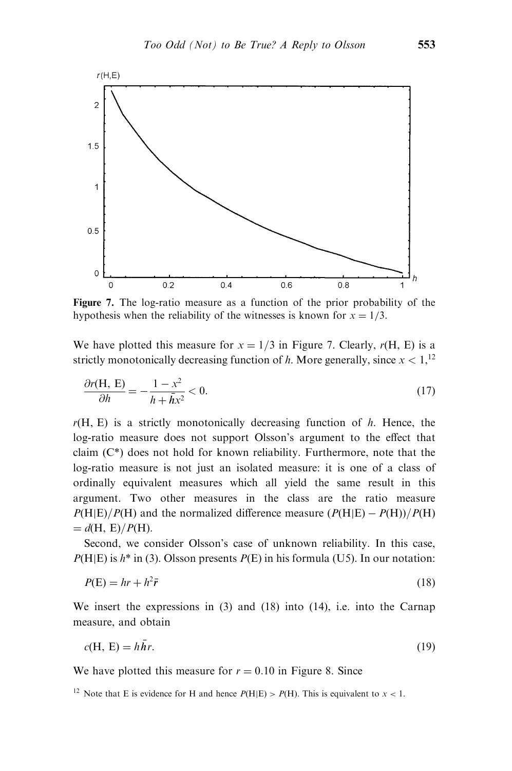**Figure 7.** The log-ratio measure as a function of the prior probability of the hypothesis when the reliability of the witnesses is known for $x = 1/3$.

We have plotted this measure for $x = 1/3$ in Figure 7. Clearly, $r(\mathrm{H}, \mathrm{E})$ is a strictly monotonically decreasing function of $h$. More generally, since $x < 1$,[12]

$$\frac{\partial r(\mathrm{H}, \mathrm{E})}{\partial h} = -\frac{1 - x^2}{h + \bar{h}x^2} < 0. \tag{17}$$

$r(\mathrm{H}, \mathrm{E})$ is a strictly monotonically decreasing function of $h$. Hence, the log-ratio measure does not support Olsson's argument to the effect that claim (C*) does not hold for known reliability. Furthermore, note that the log-ratio measure is not just an isolated measure: it is one of a class of ordinally equivalent measures which all yield the same result in this argument. Two other measures in the class are the ratio measure $P(\mathrm{H}|\mathrm{E})/P(\mathrm{H})$ and the normalized difference measure $(P(\mathrm{H}|\mathrm{E}) - P(\mathrm{H}))/P(\mathrm{H}) = d(\mathrm{H}, \mathrm{E})/P(\mathrm{H})$.

Second, we consider Olsson's case of unknown reliability. In this case, $P(\mathrm{H}|\mathrm{E})$ is $h^*$ in (3). Olsson presents $P(\mathrm{E})$ in his formula (U5). In our notation:

$$P(\mathrm{E}) = hr + h^2\bar{r} \tag{18}$$

We insert the expressions in (3) and (18) into (14), i.e. into the Carnap measure, and obtain

$$c(\mathrm{H}, \mathrm{E}) = h\bar{h}r. \tag{19}$$

We have plotted this measure for $r = 0.10$ in Figure 8. Since

[12] Note that E is evidence for H and hence $P(\mathrm{H}|\mathrm{E}) > P(\mathrm{H})$. This is equivalent to $x < 1$.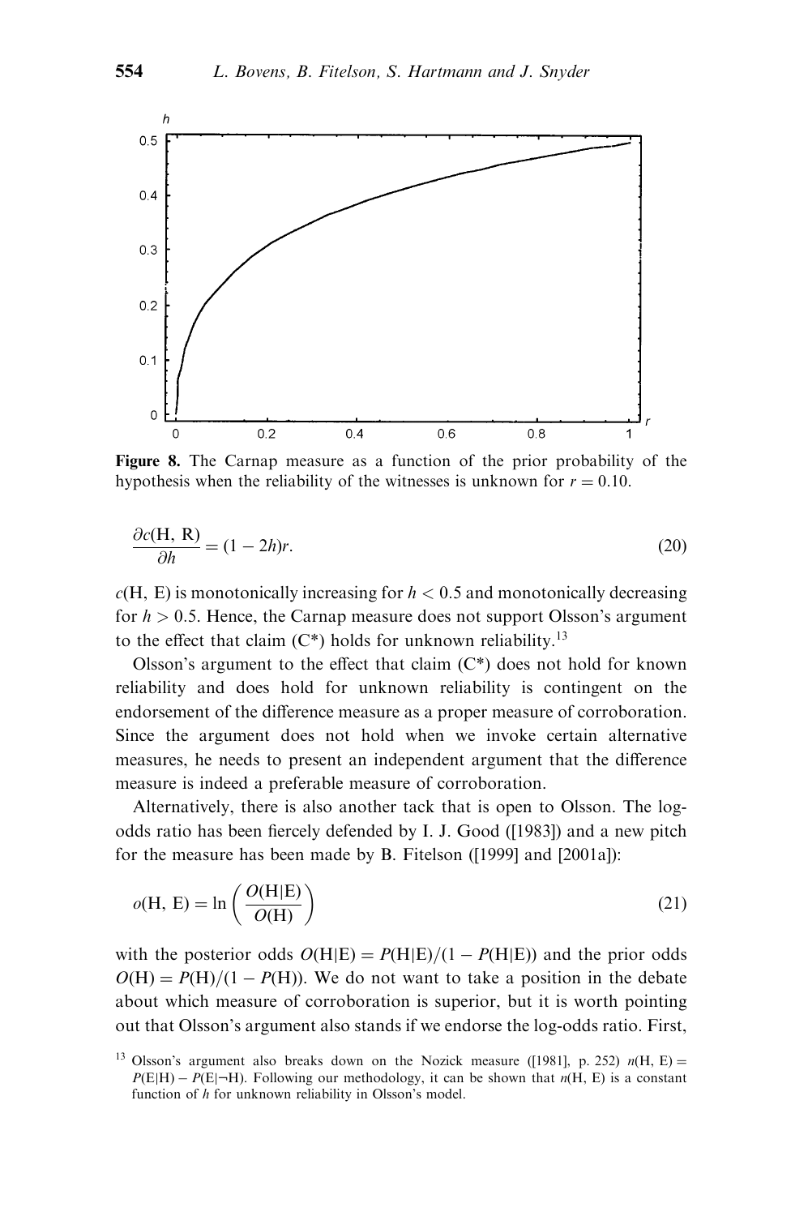**Figure 8.** The Carnap measure as a function of the prior probability of the hypothesis when the reliability of the witnesses is unknown for $r = 0.10$.

$$\frac{\partial c(\mathrm{H},\, \mathrm{R})}{\partial h} = (1 - 2h)r. \tag{20}$$

$c(\mathrm{H},\, \mathrm{E})$ is monotonically increasing for $h < 0.5$ and monotonically decreasing for $h > 0.5$. Hence, the Carnap measure does not support Olsson's argument to the effect that claim (C*) holds for unknown reliability.[13]

Olsson's argument to the effect that claim (C*) does not hold for known reliability and does hold for unknown reliability is contingent on the endorsement of the difference measure as a proper measure of corroboration. Since the argument does not hold when we invoke certain alternative measures, he needs to present an independent argument that the difference measure is indeed a preferable measure of corroboration.

Alternatively, there is also another tack that is open to Olsson. The log-odds ratio has been fiercely defended by I. J. Good ([1983]) and a new pitch for the measure has been made by B. Fitelson ([1999] and [2001a]):

$$o(\mathrm{H},\, \mathrm{E}) = \ln\left(\frac{O(\mathrm{H}|\mathrm{E})}{O(\mathrm{H})}\right) \tag{21}$$

with the posterior odds $O(\mathrm{H}|\mathrm{E}) = P(\mathrm{H}|\mathrm{E})/(1 - P(\mathrm{H}|\mathrm{E}))$ and the prior odds $O(\mathrm{H}) = P(\mathrm{H})/(1 - P(\mathrm{H}))$. We do not want to take a position in the debate about which measure of corroboration is superior, but it is worth pointing out that Olsson's argument also stands if we endorse the log-odds ratio. First,

[13] Olsson's argument also breaks down on the Nozick measure ([1981], p. 252) $n(\mathrm{H},\, \mathrm{E}) = P(\mathrm{E}|\mathrm{H}) - P(\mathrm{E}|\neg\mathrm{H})$. Following our methodology, it can be shown that $n(\mathrm{H},\, \mathrm{E})$ is a constant function of $h$ for unknown reliability in Olsson's model.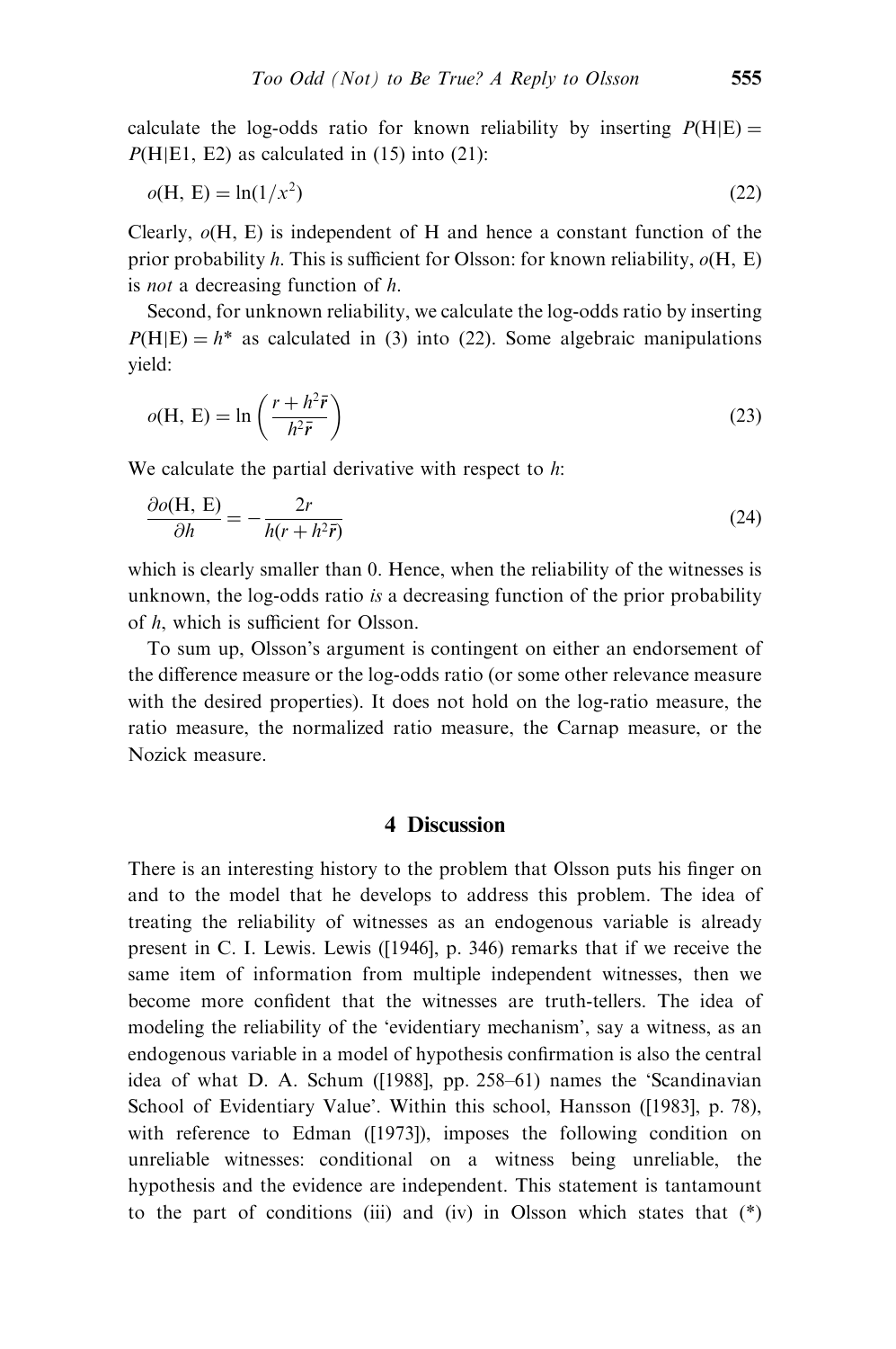calculate the log-odds ratio for known reliability by inserting $P(\mathrm{H}|\mathrm{E}) = P(\mathrm{H}|\mathrm{E1, E2})$ as calculated in (15) into (21):

$$o(\mathrm{H, E}) = \ln(1/x^2) \tag{22}$$

Clearly, $o(\mathrm{H, E})$ is independent of H and hence a constant function of the prior probability $h$. This is sufficient for Olsson: for known reliability, $o(\mathrm{H, E})$ is *not* a decreasing function of $h$.

Second, for unknown reliability, we calculate the log-odds ratio by inserting $P(\mathrm{H}|\mathrm{E}) = h^*$ as calculated in (3) into (22). Some algebraic manipulations yield:

$$o(\mathrm{H, E}) = \ln\left(\frac{r + h^2\bar{r}}{h^2\bar{r}}\right) \tag{23}$$

We calculate the partial derivative with respect to $h$:

$$\frac{\partial o(\mathrm{H, E})}{\partial h} = -\frac{2r}{h(r + h^2\bar{r})} \tag{24}$$

which is clearly smaller than 0. Hence, when the reliability of the witnesses is unknown, the log-odds ratio *is* a decreasing function of the prior probability of $h$, which is sufficient for Olsson.

To sum up, Olsson's argument is contingent on either an endorsement of the difference measure or the log-odds ratio (or some other relevance measure with the desired properties). It does not hold on the log-ratio measure, the ratio measure, the normalized ratio measure, the Carnap measure, or the Nozick measure.

## 4 Discussion

There is an interesting history to the problem that Olsson puts his finger on and to the model that he develops to address this problem. The idea of treating the reliability of witnesses as an endogenous variable is already present in C. I. Lewis. Lewis ([1946], p. 346) remarks that if we receive the same item of information from multiple independent witnesses, then we become more confident that the witnesses are truth-tellers. The idea of modeling the reliability of the 'evidentiary mechanism', say a witness, as an endogenous variable in a model of hypothesis confirmation is also the central idea of what D. A. Schum ([1988], pp. 258–61) names the 'Scandinavian School of Evidentiary Value'. Within this school, Hansson ([1983], p. 78), with reference to Edman ([1973]), imposes the following condition on unreliable witnesses: conditional on a witness being unreliable, the hypothesis and the evidence are independent. This statement is tantamount to the part of conditions (iii) and (iv) in Olsson which states that (*)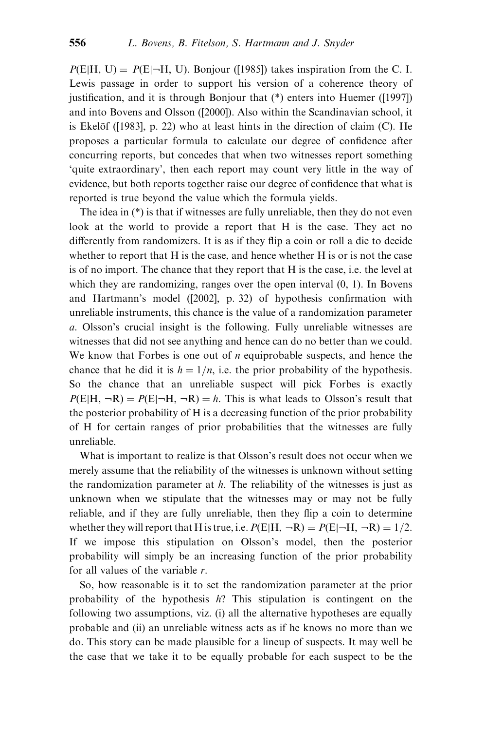$P(E|H, U) = P(E|\neg H, U)$. Bonjour ([1985]) takes inspiration from the C. I. Lewis passage in order to support his version of a coherence theory of justification, and it is through Bonjour that (*) enters into Huemer ([1997]) and into Bovens and Olsson ([2000]). Also within the Scandinavian school, it is Ekelöf ([1983], p. 22) who at least hints in the direction of claim (C). He proposes a particular formula to calculate our degree of confidence after concurring reports, but concedes that when two witnesses report something 'quite extraordinary', then each report may count very little in the way of evidence, but both reports together raise our degree of confidence that what is reported is true beyond the value which the formula yields.

The idea in (*) is that if witnesses are fully unreliable, then they do not even look at the world to provide a report that H is the case. They act no differently from randomizers. It is as if they flip a coin or roll a die to decide whether to report that H is the case, and hence whether H is or is not the case is of no import. The chance that they report that H is the case, i.e. the level at which they are randomizing, ranges over the open interval (0, 1). In Bovens and Hartmann's model ([2002], p. 32) of hypothesis confirmation with unreliable instruments, this chance is the value of a randomization parameter $a$. Olsson's crucial insight is the following. Fully unreliable witnesses are witnesses that did not see anything and hence can do no better than we could. We know that Forbes is one out of $n$ equiprobable suspects, and hence the chance that he did it is $h = 1/n$, i.e. the prior probability of the hypothesis. So the chance that an unreliable suspect will pick Forbes is exactly $P(E|H, \neg R) = P(E|\neg H, \neg R) = h$. This is what leads to Olsson's result that the posterior probability of H is a decreasing function of the prior probability of H for certain ranges of prior probabilities that the witnesses are fully unreliable.

What is important to realize is that Olsson's result does not occur when we merely assume that the reliability of the witnesses is unknown without setting the randomization parameter at $h$. The reliability of the witnesses is just as unknown when we stipulate that the witnesses may or may not be fully reliable, and if they are fully unreliable, then they flip a coin to determine whether they will report that H is true, i.e. $P(E|H, \neg R) = P(E|\neg H, \neg R) = 1/2$. If we impose this stipulation on Olsson's model, then the posterior probability will simply be an increasing function of the prior probability for all values of the variable $r$.

So, how reasonable is it to set the randomization parameter at the prior probability of the hypothesis $h$? This stipulation is contingent on the following two assumptions, viz. (i) all the alternative hypotheses are equally probable and (ii) an unreliable witness acts as if he knows no more than we do. This story can be made plausible for a lineup of suspects. It may well be the case that we take it to be equally probable for each suspect to be the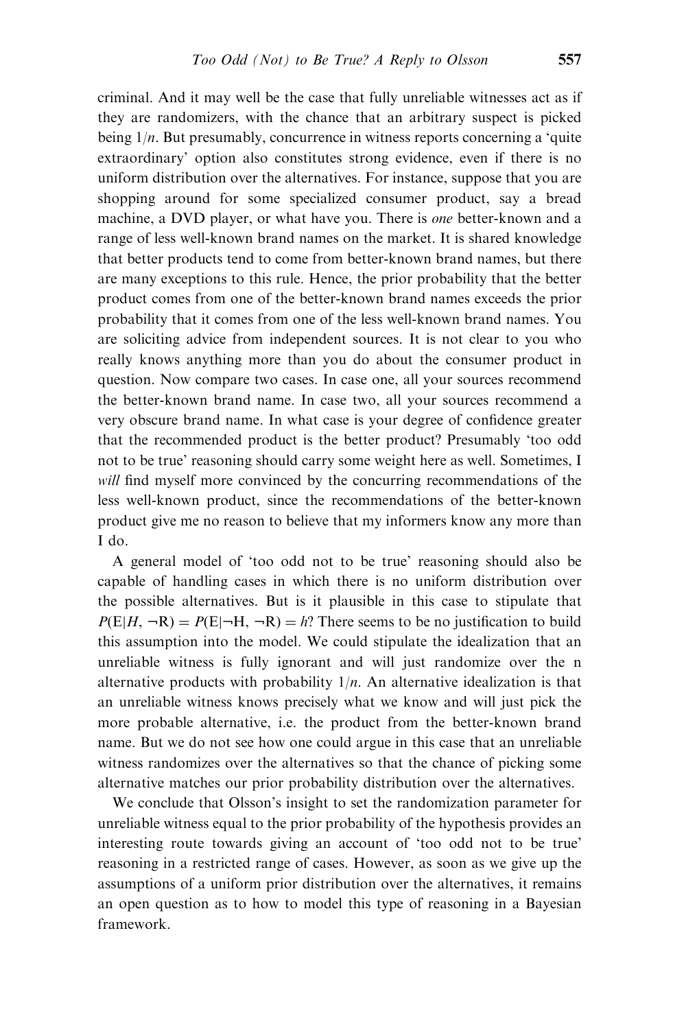criminal. And it may well be the case that fully unreliable witnesses act as if they are randomizers, with the chance that an arbitrary suspect is picked being $1/n$. But presumably, concurrence in witness reports concerning a 'quite extraordinary' option also constitutes strong evidence, even if there is no uniform distribution over the alternatives. For instance, suppose that you are shopping around for some specialized consumer product, say a bread machine, a DVD player, or what have you. There is *one* better-known and a range of less well-known brand names on the market. It is shared knowledge that better products tend to come from better-known brand names, but there are many exceptions to this rule. Hence, the prior probability that the better product comes from one of the better-known brand names exceeds the prior probability that it comes from one of the less well-known brand names. You are soliciting advice from independent sources. It is not clear to you who really knows anything more than you do about the consumer product in question. Now compare two cases. In case one, all your sources recommend the better-known brand name. In case two, all your sources recommend a very obscure brand name. In what case is your degree of confidence greater that the recommended product is the better product? Presumably 'too odd not to be true' reasoning should carry some weight here as well. Sometimes, I *will* find myself more convinced by the concurring recommendations of the less well-known product, since the recommendations of the better-known product give me no reason to believe that my informers know any more than I do.

A general model of 'too odd not to be true' reasoning should also be capable of handling cases in which there is no uniform distribution over the possible alternatives. But is it plausible in this case to stipulate that $P(\mathrm{E}|H, \neg\mathrm{R}) = P(\mathrm{E}|\neg\mathrm{H}, \neg\mathrm{R}) = h$? There seems to be no justification to build this assumption into the model. We could stipulate the idealization that an unreliable witness is fully ignorant and will just randomize over the n alternative products with probability $1/n$. An alternative idealization is that an unreliable witness knows precisely what we know and will just pick the more probable alternative, i.e. the product from the better-known brand name. But we do not see how one could argue in this case that an unreliable witness randomizes over the alternatives so that the chance of picking some alternative matches our prior probability distribution over the alternatives.

We conclude that Olsson's insight to set the randomization parameter for unreliable witness equal to the prior probability of the hypothesis provides an interesting route towards giving an account of 'too odd not to be true' reasoning in a restricted range of cases. However, as soon as we give up the assumptions of a uniform prior distribution over the alternatives, it remains an open question as to how to model this type of reasoning in a Bayesian framework.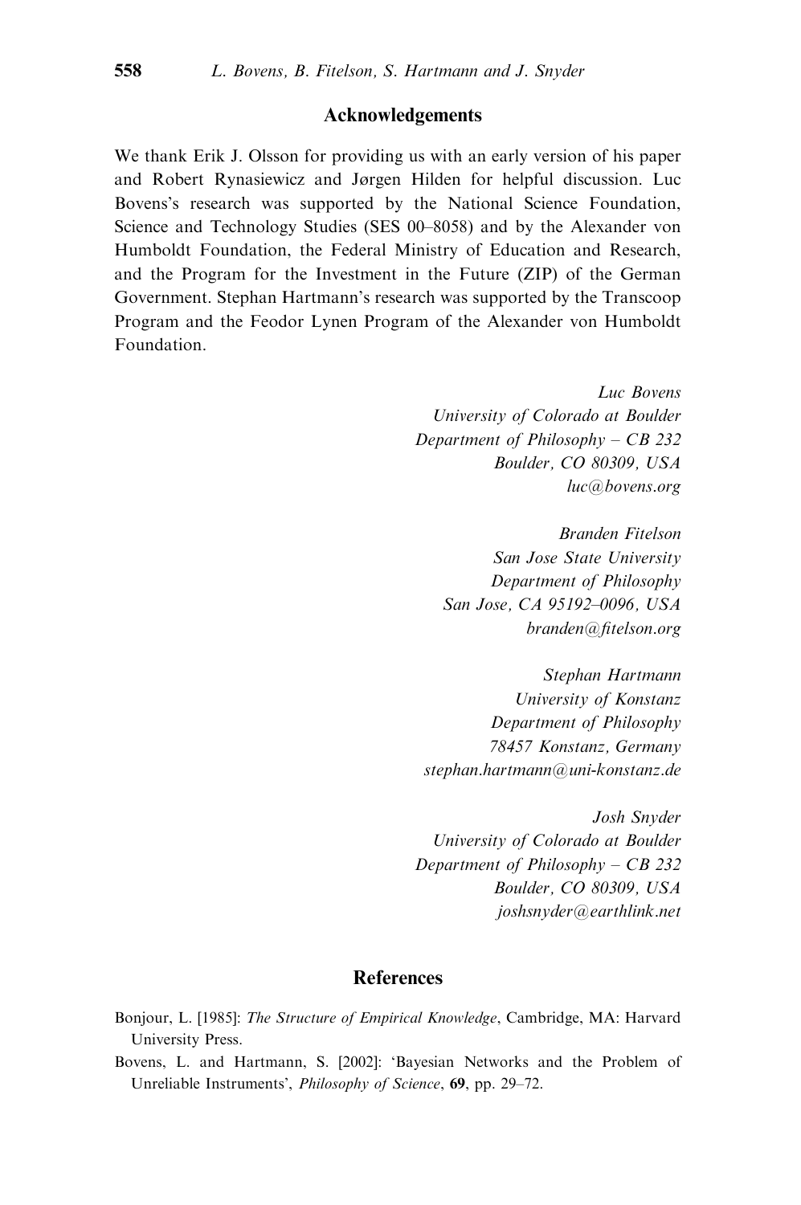## Acknowledgements

We thank Erik J. Olsson for providing us with an early version of his paper and Robert Rynasiewicz and Jørgen Hilden for helpful discussion. Luc Bovens's research was supported by the National Science Foundation, Science and Technology Studies (SES 00–8058) and by the Alexander von Humboldt Foundation, the Federal Ministry of Education and Research, and the Program for the Investment in the Future (ZIP) of the German Government. Stephan Hartmann's research was supported by the Transcoop Program and the Feodor Lynen Program of the Alexander von Humboldt Foundation.

*Luc Bovens*
*University of Colorado at Boulder*
*Department of Philosophy – CB 232*
*Boulder, CO 80309, USA*
*luc@bovens.org*

*Branden Fitelson*
*San Jose State University*
*Department of Philosophy*
*San Jose, CA 95192–0096, USA*
*branden@fitelson.org*

*Stephan Hartmann*
*University of Konstanz*
*Department of Philosophy*
*78457 Konstanz, Germany*
*stephan.hartmann@uni-konstanz.de*

*Josh Snyder*
*University of Colorado at Boulder*
*Department of Philosophy – CB 232*
*Boulder, CO 80309, USA*
*joshsnyder@earthlink.net*

## References

Bonjour, L. [1985]: *The Structure of Empirical Knowledge*, Cambridge, MA: Harvard University Press.

Bovens, L. and Hartmann, S. [2002]: 'Bayesian Networks and the Problem of Unreliable Instruments', *Philosophy of Science*, **69**, pp. 29–72.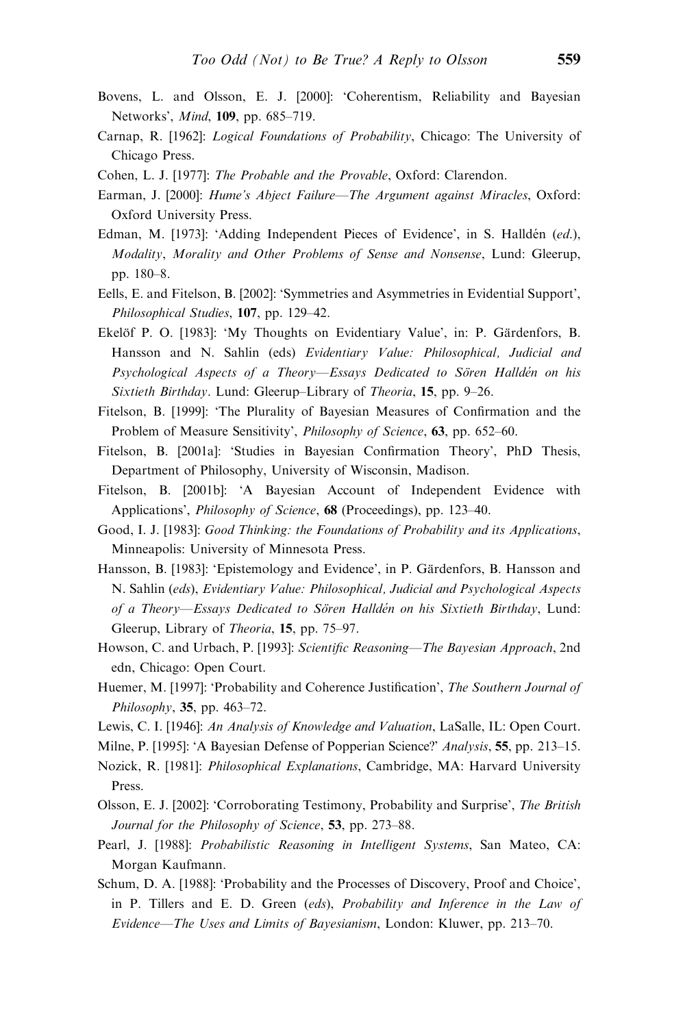Bovens, L. and Olsson, E. J. [2000]: 'Coherentism, Reliability and Bayesian Networks', *Mind*, **109**, pp. 685–719.

Carnap, R. [1962]: *Logical Foundations of Probability*, Chicago: The University of Chicago Press.

Cohen, L. J. [1977]: *The Probable and the Provable*, Oxford: Clarendon.

Earman, J. [2000]: *Hume's Abject Failure—The Argument against Miracles*, Oxford: Oxford University Press.

Edman, M. [1973]: 'Adding Independent Pieces of Evidence', in S. Halldén (*ed.*), *Modality, Morality and Other Problems of Sense and Nonsense*, Lund: Gleerup, pp. 180–8.

Eells, E. and Fitelson, B. [2002]: 'Symmetries and Asymmetries in Evidential Support', *Philosophical Studies*, **107**, pp. 129–42.

Ekelöf P. O. [1983]: 'My Thoughts on Evidentiary Value', in: P. Gärdenfors, B. Hansson and N. Sahlin (eds) *Evidentiary Value: Philosophical, Judicial and Psychological Aspects of a Theory—Essays Dedicated to Sören Halldén on his Sixtieth Birthday*. Lund: Gleerup–Library of *Theoria*, **15**, pp. 9–26.

Fitelson, B. [1999]: 'The Plurality of Bayesian Measures of Confirmation and the Problem of Measure Sensitivity', *Philosophy of Science*, **63**, pp. 652–60.

Fitelson, B. [2001a]: 'Studies in Bayesian Confirmation Theory', PhD Thesis, Department of Philosophy, University of Wisconsin, Madison.

Fitelson, B. [2001b]: 'A Bayesian Account of Independent Evidence with Applications', *Philosophy of Science*, **68** (Proceedings), pp. 123–40.

Good, I. J. [1983]: *Good Thinking: the Foundations of Probability and its Applications*, Minneapolis: University of Minnesota Press.

Hansson, B. [1983]: 'Epistemology and Evidence', in P. Gärdenfors, B. Hansson and N. Sahlin (*eds*), *Evidentiary Value: Philosophical, Judicial and Psychological Aspects of a Theory—Essays Dedicated to Sören Halldén on his Sixtieth Birthday*, Lund: Gleerup, Library of *Theoria*, **15**, pp. 75–97.

Howson, C. and Urbach, P. [1993]: *Scientific Reasoning—The Bayesian Approach*, 2nd edn, Chicago: Open Court.

Huemer, M. [1997]: 'Probability and Coherence Justification', *The Southern Journal of Philosophy*, **35**, pp. 463–72.

Lewis, C. I. [1946]: *An Analysis of Knowledge and Valuation*, LaSalle, IL: Open Court.

Milne, P. [1995]: 'A Bayesian Defense of Popperian Science?' *Analysis*, **55**, pp. 213–15.

Nozick, R. [1981]: *Philosophical Explanations*, Cambridge, MA: Harvard University Press.

Olsson, E. J. [2002]: 'Corroborating Testimony, Probability and Surprise', *The British Journal for the Philosophy of Science*, **53**, pp. 273–88.

Pearl, J. [1988]: *Probabilistic Reasoning in Intelligent Systems*, San Mateo, CA: Morgan Kaufmann.

Schum, D. A. [1988]: 'Probability and the Processes of Discovery, Proof and Choice', in P. Tillers and E. D. Green (*eds*), *Probability and Inference in the Law of Evidence—The Uses and Limits of Bayesianism*, London: Kluwer, pp. 213–70.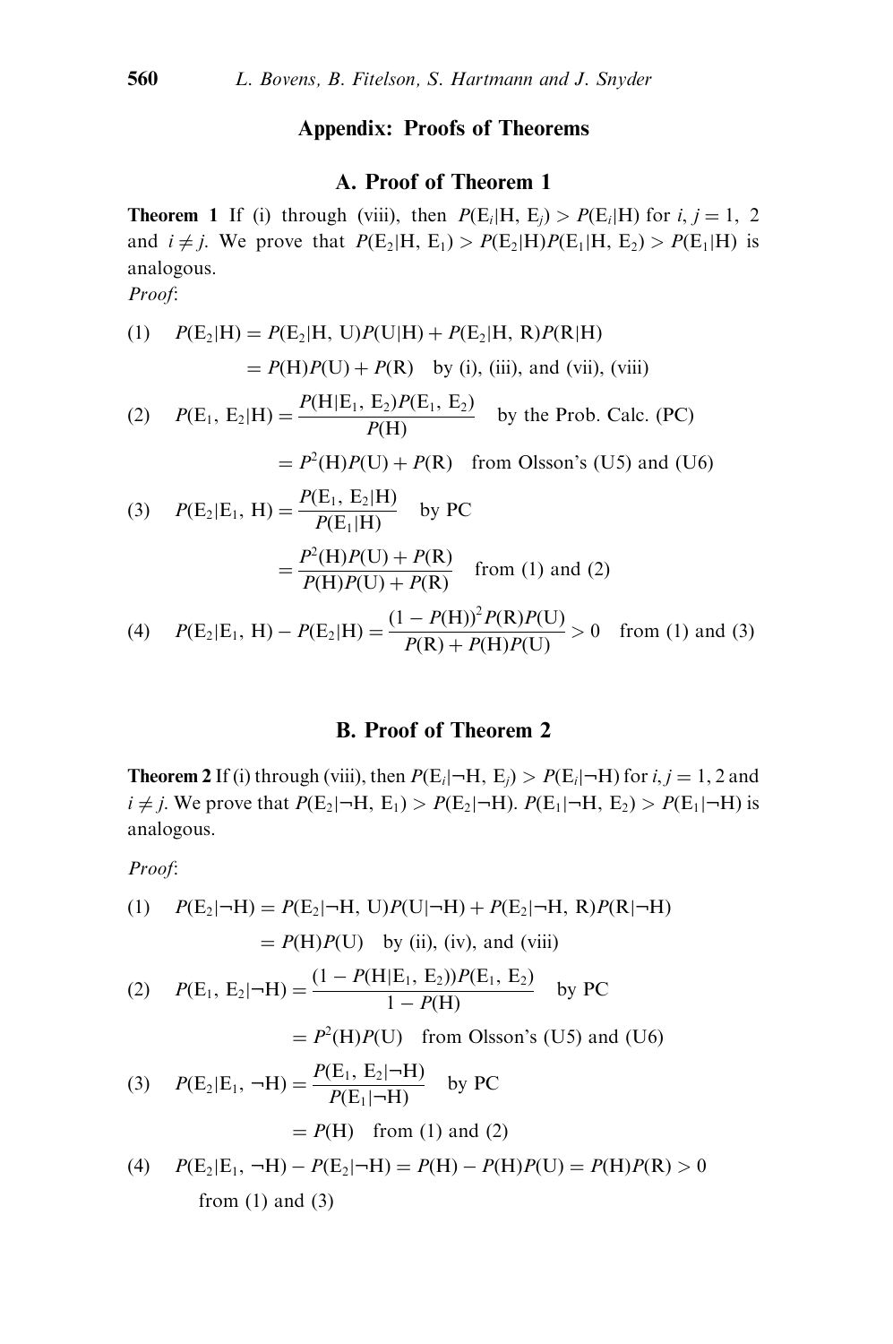## Appendix: Proofs of Theorems

### A. Proof of Theorem 1

**Theorem 1** If (i) through (viii), then $P(E_i|H, E_j) > P(E_i|H)$ for $i, j = 1, 2$ and $i \neq j$. We prove that $P(E_2|H, E_1) > P(E_2|H)P(E_1|H, E_2) > P(E_1|H)$ is analogous.

*Proof*:

(1) $$P(E_2|H) = P(E_2|H, U)P(U|H) + P(E_2|H, R)P(R|H)$$
$$= P(H)P(U) + P(R) \quad \text{by (i), (iii), and (vii), (viii)}$$

(2) $$P(E_1, E_2|H) = \frac{P(H|E_1, E_2)P(E_1, E_2)}{P(H)} \quad \text{by the Prob. Calc. (PC)}$$
$$= P^2(H)P(U) + P(R) \quad \text{from Olsson's (U5) and (U6)}$$

(3) $$P(E_2|E_1, H) = \frac{P(E_1, E_2|H)}{P(E_1|H)} \quad \text{by PC}$$
$$= \frac{P^2(H)P(U) + P(R)}{P(H)P(U) + P(R)} \quad \text{from (1) and (2)}$$

(4) $$P(E_2|E_1, H) - P(E_2|H) = \frac{(1 - P(H))^2 P(R)P(U)}{P(R) + P(H)P(U)} > 0 \quad \text{from (1) and (3)}$$

### B. Proof of Theorem 2

**Theorem 2** If (i) through (viii), then $P(E_i|\neg H, E_j) > P(E_i|\neg H)$ for $i, j = 1, 2$ and $i \neq j$. We prove that $P(E_2|\neg H, E_1) > P(E_2|\neg H)$. $P(E_1|\neg H, E_2) > P(E_1|\neg H)$ is analogous.

*Proof*:

(1) $$P(E_2|\neg H) = P(E_2|\neg H, U)P(U|\neg H) + P(E_2|\neg H, R)P(R|\neg H)$$
$$= P(H)P(U) \quad \text{by (ii), (iv), and (viii)}$$

(2) $$P(E_1, E_2|\neg H) = \frac{(1 - P(H|E_1, E_2))P(E_1, E_2)}{1 - P(H)} \quad \text{by PC}$$
$$= P^2(H)P(U) \quad \text{from Olsson's (U5) and (U6)}$$

(3) $$P(E_2|E_1, \neg H) = \frac{P(E_1, E_2|\neg H)}{P(E_1|\neg H)} \quad \text{by PC}$$
$$= P(H) \quad \text{from (1) and (2)}$$

(4) $$P(E_2|E_1, \neg H) - P(E_2|\neg H) = P(H) - P(H)P(U) = P(H)P(R) > 0$$
from (1) and (3)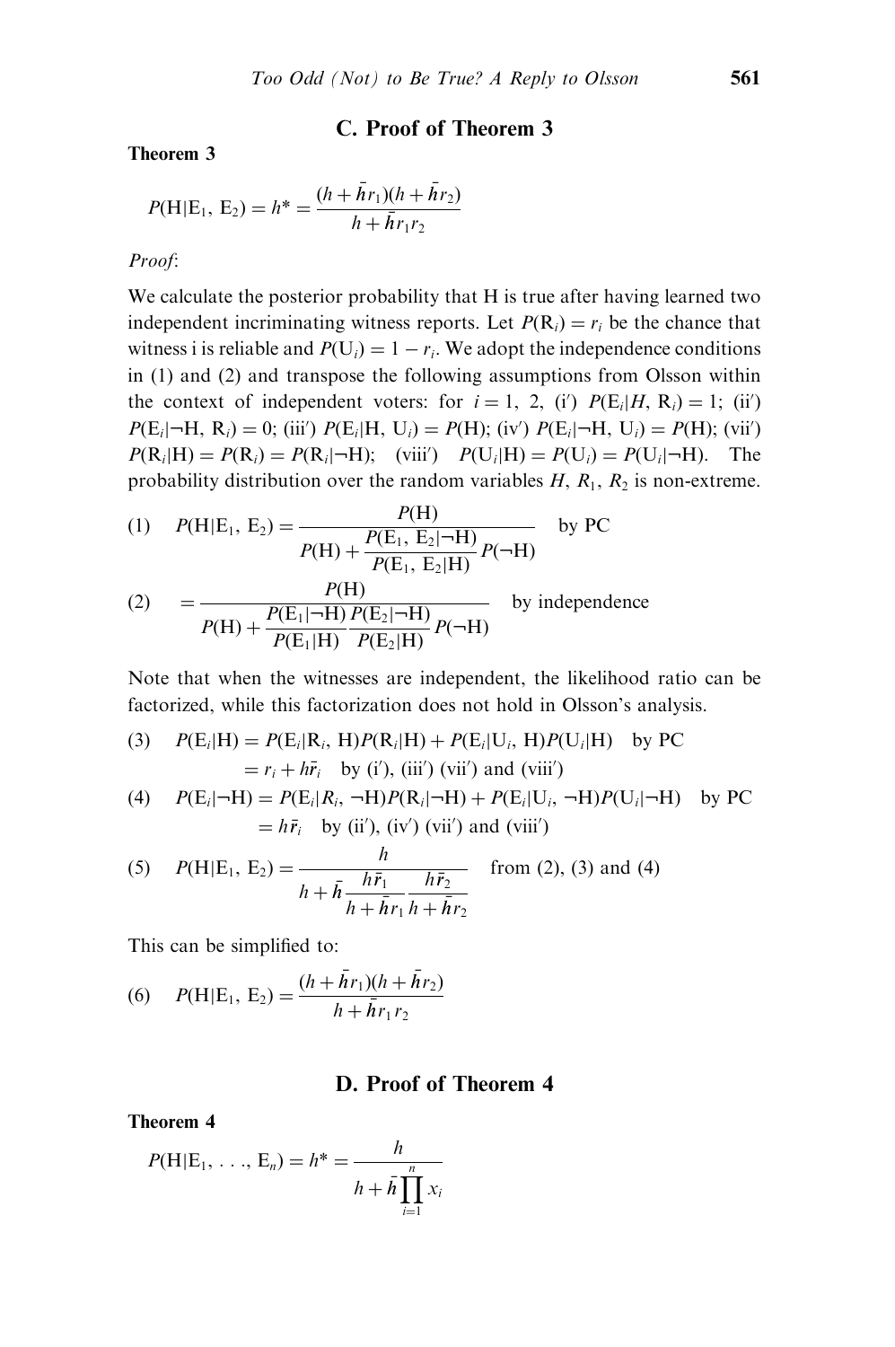## C. Proof of Theorem 3

**Theorem 3**

$$P(\mathrm{H}|\mathrm{E}_1, \mathrm{E}_2) = h^* = \frac{(h + \bar{h}r_1)(h + \bar{h}r_2)}{h + \bar{h}r_1 r_2}$$

*Proof*:

We calculate the posterior probability that H is true after having learned two independent incriminating witness reports. Let $P(\mathrm{R}_i) = r_i$ be the chance that witness i is reliable and $P(\mathrm{U}_i) = 1 - r_i$. We adopt the independence conditions in (1) and (2) and transpose the following assumptions from Olsson within the context of independent voters: for $i = 1, 2$, (i′) $P(\mathrm{E}_i|H, \mathrm{R}_i) = 1$; (ii′) $P(\mathrm{E}_i|\neg\mathrm{H}, \mathrm{R}_i) = 0$; (iii′) $P(\mathrm{E}_i|\mathrm{H}, \mathrm{U}_i) = P(\mathrm{H})$; (iv′) $P(\mathrm{E}_i|\neg\mathrm{H}, \mathrm{U}_i) = P(\mathrm{H})$; (vii′) $P(\mathrm{R}_i|\mathrm{H}) = P(\mathrm{R}_i) = P(\mathrm{R}_i|\neg\mathrm{H})$; (viii′) $P(\mathrm{U}_i|\mathrm{H}) = P(\mathrm{U}_i) = P(\mathrm{U}_i|\neg\mathrm{H})$. The probability distribution over the random variables $H$, $R_1$, $R_2$ is non-extreme.

$$(1) \quad P(\mathrm{H}|\mathrm{E}_1, \mathrm{E}_2) = \frac{P(\mathrm{H})}{P(\mathrm{H}) + \dfrac{P(\mathrm{E}_1, \mathrm{E}_2|\neg\mathrm{H})}{P(\mathrm{E}_1, \mathrm{E}_2|\mathrm{H})} P(\neg\mathrm{H})} \quad \text{by PC}$$

$$(2) \quad = \frac{P(\mathrm{H})}{P(\mathrm{H}) + \dfrac{P(\mathrm{E}_1|\neg\mathrm{H})}{P(\mathrm{E}_1|\mathrm{H})} \dfrac{P(\mathrm{E}_2|\neg\mathrm{H})}{P(\mathrm{E}_2|\mathrm{H})} P(\neg\mathrm{H})} \quad \text{by independence}$$

Note that when the witnesses are independent, the likelihood ratio can be factorized, while this factorization does not hold in Olsson's analysis.

$$(3) \quad P(\mathrm{E}_i|\mathrm{H}) = P(\mathrm{E}_i|\mathrm{R}_i, \mathrm{H})P(\mathrm{R}_i|\mathrm{H}) + P(\mathrm{E}_i|\mathrm{U}_i, \mathrm{H})P(\mathrm{U}_i|\mathrm{H}) \quad \text{by PC}$$
$$= r_i + h\bar{r}_i \quad \text{by (i′), (iii′) (vii′) and (viii′)}$$

$$(4) \quad P(\mathrm{E}_i|\neg\mathrm{H}) = P(\mathrm{E}_i|R_i, \neg\mathrm{H})P(\mathrm{R}_i|\neg\mathrm{H}) + P(\mathrm{E}_i|\mathrm{U}_i, \neg\mathrm{H})P(\mathrm{U}_i|\neg\mathrm{H}) \quad \text{by PC}$$
$$= h\bar{r}_i \quad \text{by (ii′), (iv′) (vii′) and (viii′)}$$

$$(5) \quad P(\mathrm{H}|\mathrm{E}_1, \mathrm{E}_2) = \frac{h}{h + \bar{h}\dfrac{h\bar{r}_1}{h + \bar{h}r_1}\dfrac{h\bar{r}_2}{h + \bar{h}r_2}} \quad \text{from (2), (3) and (4)}$$

This can be simplified to:

$$(6) \quad P(\mathrm{H}|\mathrm{E}_1, \mathrm{E}_2) = \frac{(h + \bar{h}r_1)(h + \bar{h}r_2)}{h + \bar{h}r_1 r_2}$$

## D. Proof of Theorem 4

**Theorem 4**

$$P(\mathrm{H}|\mathrm{E}_1, \ldots, \mathrm{E}_n) = h^* = \frac{h}{h + \bar{h}\prod_{i=1}^{n} x_i}$$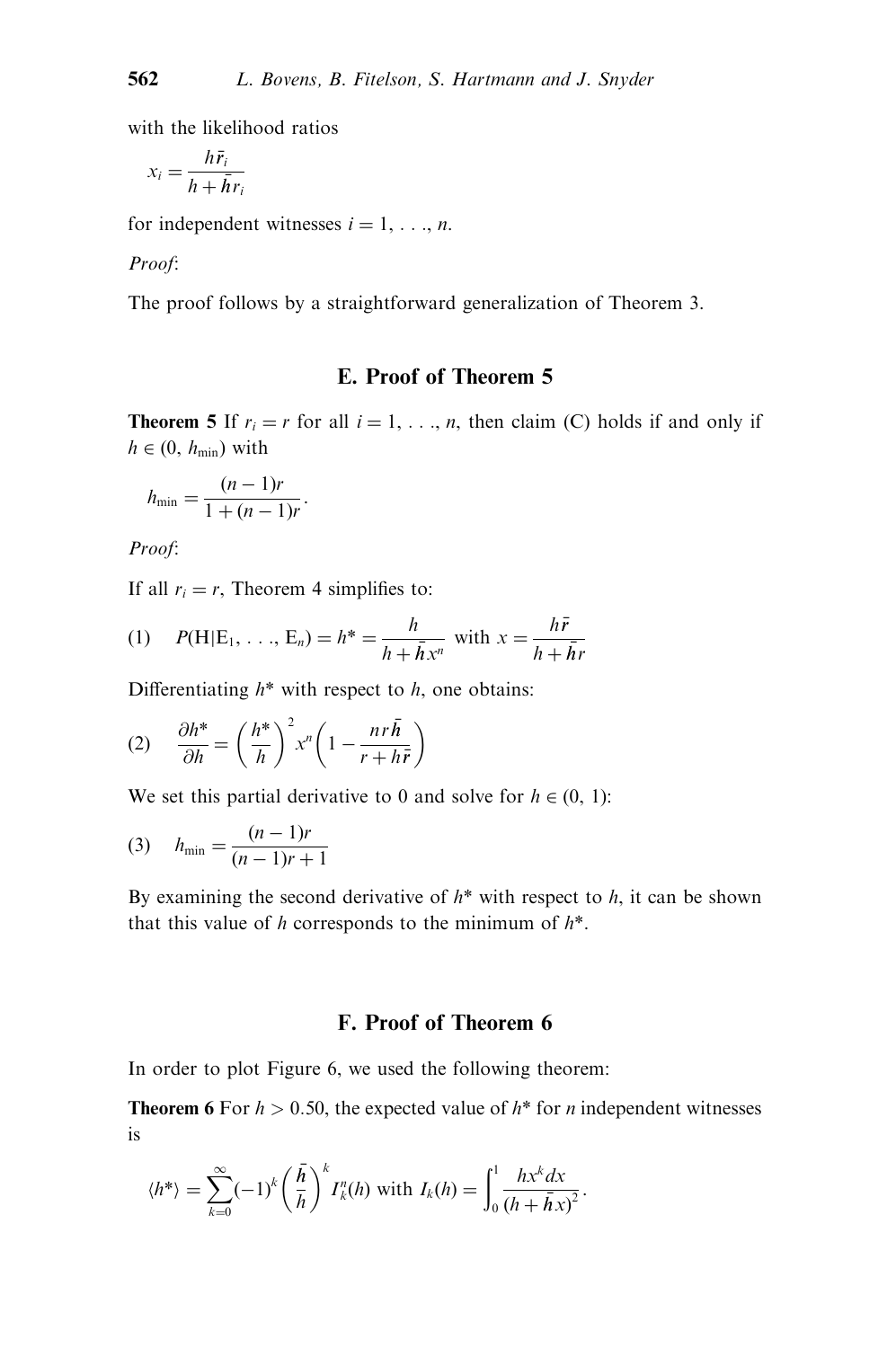with the likelihood ratios

$$x_i = \frac{h\bar{r}_i}{h + \bar{h}r_i}$$

for independent witnesses $i = 1, \ldots, n$.

*Proof*:

The proof follows by a straightforward generalization of Theorem 3.

## E. Proof of Theorem 5

**Theorem 5** If $r_i = r$ for all $i = 1, \ldots, n$, then claim (C) holds if and only if $h \in (0, h_{\min})$ with

$$h_{\min} = \frac{(n-1)r}{1 + (n-1)r}.$$

*Proof*:

If all $r_i = r$, Theorem 4 simplifies to:

$$\text{(1)} \quad P(\mathrm{H}|\mathrm{E}_1, \ldots, \mathrm{E}_n) = h^* = \frac{h}{h + \bar{h}x^n} \text{ with } x = \frac{h\bar{r}}{h + \bar{h}r}$$

Differentiating $h^*$ with respect to $h$, one obtains:

$$\text{(2)} \quad \frac{\partial h^*}{\partial h} = \left(\frac{h^*}{h}\right)^2 x^n \left(1 - \frac{nr\bar{h}}{r + h\bar{r}}\right)$$

We set this partial derivative to 0 and solve for $h \in (0, 1)$:

$$\text{(3)} \quad h_{\min} = \frac{(n-1)r}{(n-1)r + 1}$$

By examining the second derivative of $h^*$ with respect to $h$, it can be shown that this value of $h$ corresponds to the minimum of $h^*$.

## F. Proof of Theorem 6

In order to plot Figure 6, we used the following theorem:

**Theorem 6** For $h > 0.50$, the expected value of $h^*$ for $n$ independent witnesses is

$$\langle h^* \rangle = \sum_{k=0}^{\infty} (-1)^k \left(\frac{\bar{h}}{h}\right)^k I_k^n(h) \text{ with } I_k(h) = \int_0^1 \frac{hx^k dx}{(h + \bar{h}x)^2}.$$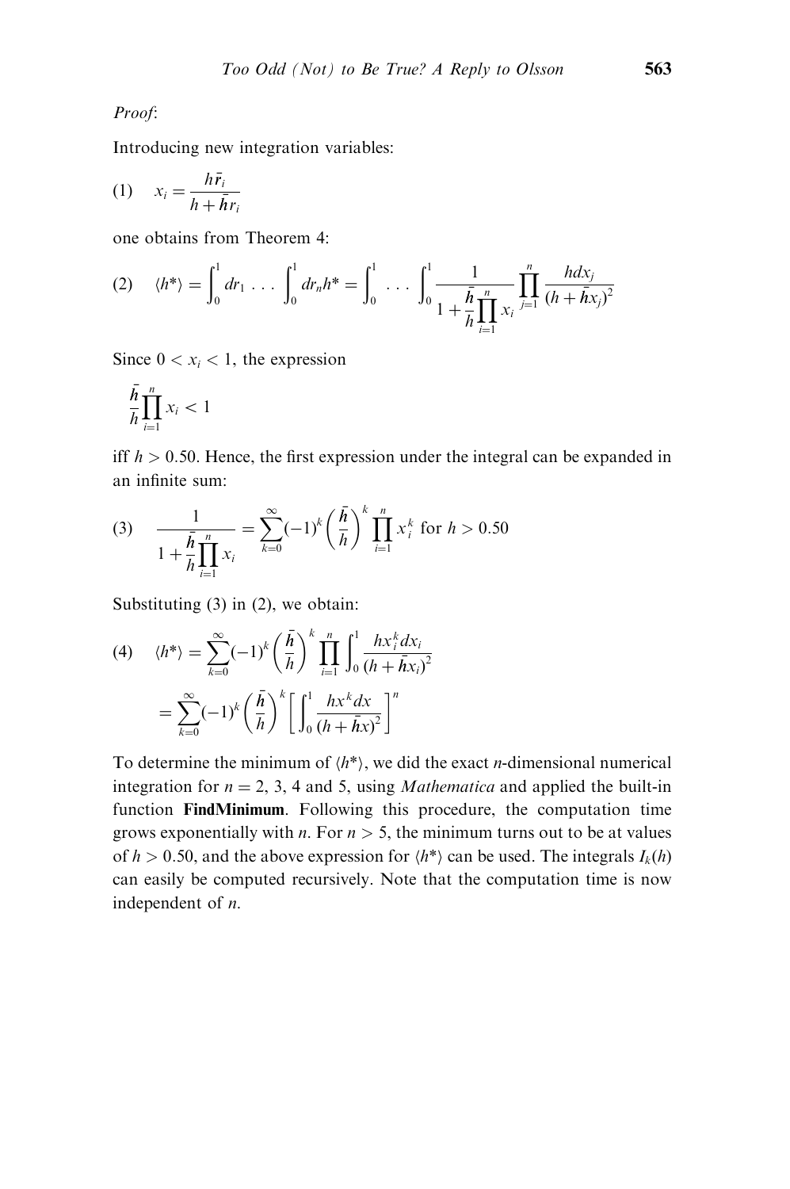*Proof*:

Introducing new integration variables:

$$(1) \quad x_i = \frac{h\bar{r}_i}{h + \bar{h}r_i}$$

one obtains from Theorem 4:

$$(2) \quad \langle h^* \rangle = \int_0^1 dr_1 \ldots \int_0^1 dr_n h^* = \int_0^1 \ldots \int_0^1 \frac{1}{1 + \frac{\bar{h}}{h}\prod_{i=1}^n x_i} \prod_{j=1}^n \frac{h dx_j}{(h + \bar{h}x_j)^2}$$

Since $0 < x_i < 1$, the expression

$$\frac{\bar{h}}{h}\prod_{i=1}^n x_i < 1$$

iff $h > 0.50$. Hence, the first expression under the integral can be expanded in an infinite sum:

$$(3) \quad \frac{1}{1 + \frac{\bar{h}}{h}\prod_{i=1}^n x_i} = \sum_{k=0}^{\infty} (-1)^k \left(\frac{\bar{h}}{h}\right)^k \prod_{i=1}^n x_i^k \text{ for } h > 0.50$$

Substituting (3) in (2), we obtain:

$$(4) \quad \langle h^* \rangle = \sum_{k=0}^{\infty} (-1)^k \left(\frac{\bar{h}}{h}\right)^k \prod_{i=1}^n \int_0^1 \frac{h x_i^k dx_i}{(h + \bar{h}x_i)^2}$$

$$= \sum_{k=0}^{\infty} (-1)^k \left(\frac{\bar{h}}{h}\right)^k \left[\int_0^1 \frac{h x^k dx}{(h + \bar{h}x)^2}\right]^n$$

To determine the minimum of $\langle h^* \rangle$, we did the exact $n$-dimensional numerical integration for $n = 2, 3, 4$ and 5, using *Mathematica* and applied the built-in function **FindMinimum**. Following this procedure, the computation time grows exponentially with $n$. For $n > 5$, the minimum turns out to be at values of $h > 0.50$, and the above expression for $\langle h^* \rangle$ can be used. The integrals $I_k(h)$ can easily be computed recursively. Note that the computation time is now independent of $n$.